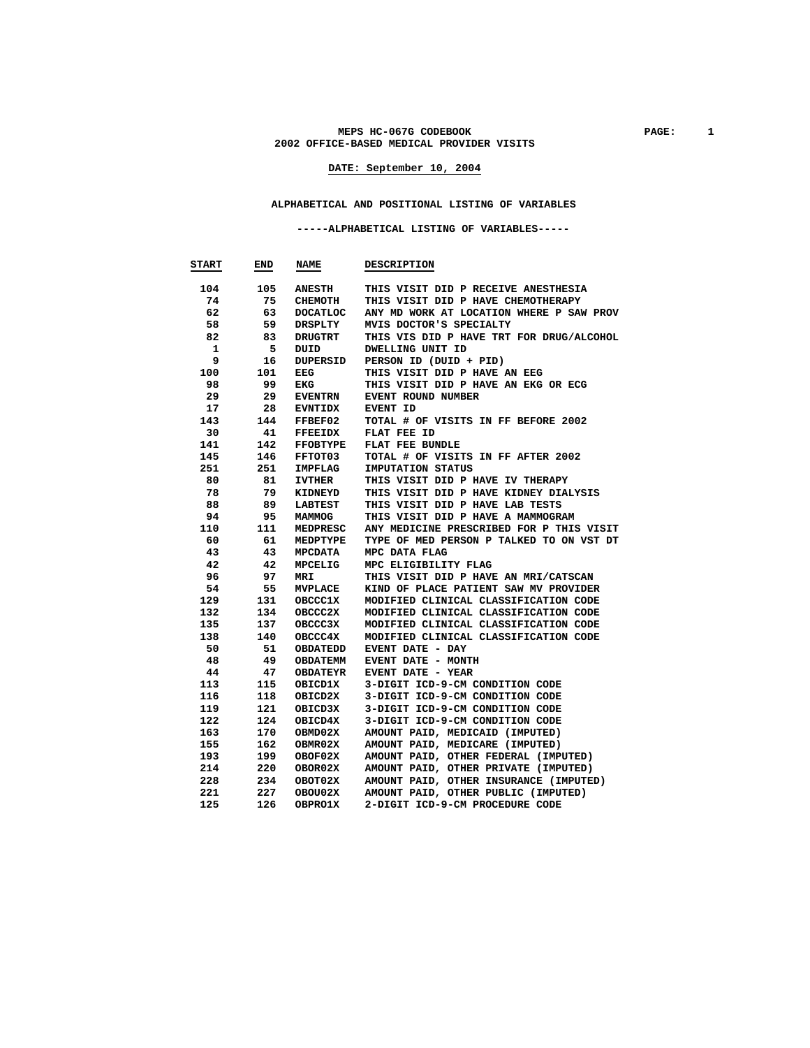# MEPS HC-067G CODEBOOK
## 2002 OFFICE-BASED MEDICAL PROVIDER VISITS

**DATE: September 10, 2004**

### ALPHABETICAL AND POSITIONAL LISTING OF VARIABLES

#### -----ALPHABETICAL LISTING OF VARIABLES-----

| START | END | NAME | DESCRIPTION |
|---|---|---|---|
| 104 | 105 | ANESTH | THIS VISIT DID P RECEIVE ANESTHESIA |
| 74 | 75 | CHEMOTH | THIS VISIT DID P HAVE CHEMOTHERAPY |
| 62 | 63 | DOCATLOC | ANY MD WORK AT LOCATION WHERE P SAW PROV |
| 58 | 59 | DRSPLTY | MVIS DOCTOR'S SPECIALTY |
| 82 | 83 | DRUGTRT | THIS VIS DID P HAVE TRT FOR DRUG/ALCOHOL |
| 1 | 5 | DUID | DWELLING UNIT ID |
| 9 | 16 | DUPERSID | PERSON ID (DUID + PID) |
| 100 | 101 | EEG | THIS VISIT DID P HAVE AN EEG |
| 98 | 99 | EKG | THIS VISIT DID P HAVE AN EKG OR ECG |
| 29 | 29 | EVENTRN | EVENT ROUND NUMBER |
| 17 | 28 | EVNTIDX | EVENT ID |
| 143 | 144 | FFBEF02 | TOTAL # OF VISITS IN FF BEFORE 2002 |
| 30 | 41 | FFEEIDX | FLAT FEE ID |
| 141 | 142 | FFOBTYPE | FLAT FEE BUNDLE |
| 145 | 146 | FFTOT03 | TOTAL # OF VISITS IN FF AFTER 2002 |
| 251 | 251 | IMPFLAG | IMPUTATION STATUS |
| 80 | 81 | IVTHER | THIS VISIT DID P HAVE IV THERAPY |
| 78 | 79 | KIDNEYD | THIS VISIT DID P HAVE KIDNEY DIALYSIS |
| 88 | 89 | LABTEST | THIS VISIT DID P HAVE LAB TESTS |
| 94 | 95 | MAMMOG | THIS VISIT DID P HAVE A MAMMOGRAM |
| 110 | 111 | MEDPRESC | ANY MEDICINE PRESCRIBED FOR P THIS VISIT |
| 60 | 61 | MEDPTYPE | TYPE OF MED PERSON P TALKED TO ON VST DT |
| 43 | 43 | MPCDATA | MPC DATA FLAG |
| 42 | 42 | MPCELIG | MPC ELIGIBILITY FLAG |
| 96 | 97 | MRI | THIS VISIT DID P HAVE AN MRI/CATSCAN |
| 54 | 55 | MVPLACE | KIND OF PLACE PATIENT SAW MV PROVIDER |
| 129 | 131 | OBCCC1X | MODIFIED CLINICAL CLASSIFICATION CODE |
| 132 | 134 | OBCCC2X | MODIFIED CLINICAL CLASSIFICATION CODE |
| 135 | 137 | OBCCC3X | MODIFIED CLINICAL CLASSIFICATION CODE |
| 138 | 140 | OBCCC4X | MODIFIED CLINICAL CLASSIFICATION CODE |
| 50 | 51 | OBDATEDD | EVENT DATE - DAY |
| 48 | 49 | OBDATEMM | EVENT DATE - MONTH |
| 44 | 47 | OBDATEYR | EVENT DATE - YEAR |
| 113 | 115 | OBICD1X | 3-DIGIT ICD-9-CM CONDITION CODE |
| 116 | 118 | OBICD2X | 3-DIGIT ICD-9-CM CONDITION CODE |
| 119 | 121 | OBICD3X | 3-DIGIT ICD-9-CM CONDITION CODE |
| 122 | 124 | OBICD4X | 3-DIGIT ICD-9-CM CONDITION CODE |
| 163 | 170 | OBMD02X | AMOUNT PAID, MEDICAID (IMPUTED) |
| 155 | 162 | OBMR02X | AMOUNT PAID, MEDICARE (IMPUTED) |
| 193 | 199 | OBOF02X | AMOUNT PAID, OTHER FEDERAL (IMPUTED) |
| 214 | 220 | OBOR02X | AMOUNT PAID, OTHER PRIVATE (IMPUTED) |
| 228 | 234 | OBOT02X | AMOUNT PAID, OTHER INSURANCE (IMPUTED) |
| 221 | 227 | OBOU02X | AMOUNT PAID, OTHER PUBLIC (IMPUTED) |
| 125 | 126 | OBPRO1X | 2-DIGIT ICD-9-CM PROCEDURE CODE |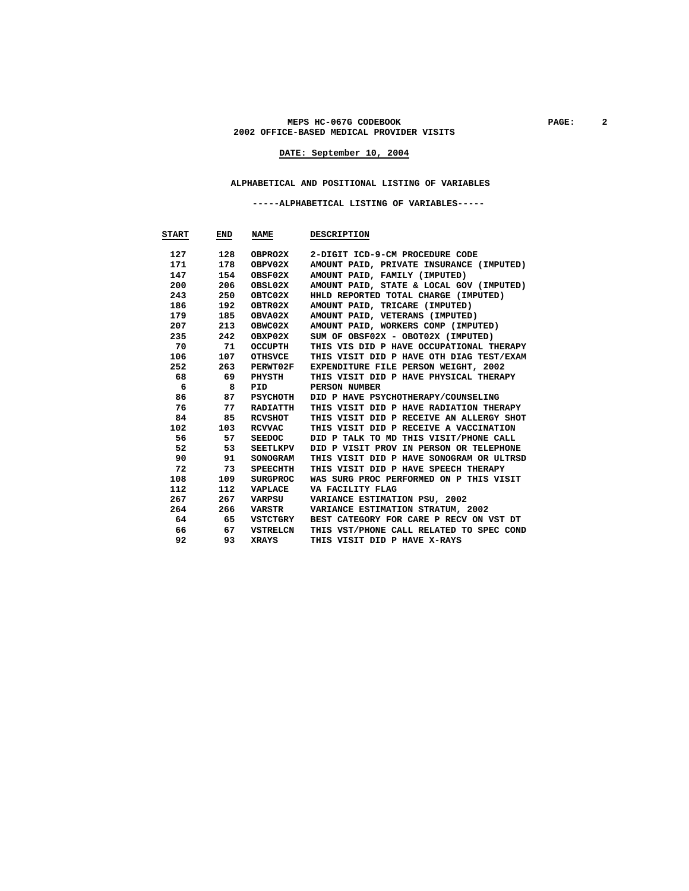MEPS HC-067G CODEBOOK
2002 OFFICE-BASED MEDICAL PROVIDER VISITS

DATE: September 10, 2004

## ALPHABETICAL AND POSITIONAL LISTING OF VARIABLES

### -----ALPHABETICAL LISTING OF VARIABLES-----

| START | END | NAME | DESCRIPTION |
|---|---|---|---|
| 127 | 128 | OBPRO2X | 2-DIGIT ICD-9-CM PROCEDURE CODE |
| 171 | 178 | OBPV02X | AMOUNT PAID, PRIVATE INSURANCE (IMPUTED) |
| 147 | 154 | OBSF02X | AMOUNT PAID, FAMILY (IMPUTED) |
| 200 | 206 | OBSL02X | AMOUNT PAID, STATE & LOCAL GOV (IMPUTED) |
| 243 | 250 | OBTC02X | HHLD REPORTED TOTAL CHARGE (IMPUTED) |
| 186 | 192 | OBTR02X | AMOUNT PAID, TRICARE (IMPUTED) |
| 179 | 185 | OBVA02X | AMOUNT PAID, VETERANS (IMPUTED) |
| 207 | 213 | OBWC02X | AMOUNT PAID, WORKERS COMP (IMPUTED) |
| 235 | 242 | OBXP02X | SUM OF OBSF02X - OBOT02X (IMPUTED) |
| 70 | 71 | OCCUPTH | THIS VIS DID P HAVE OCCUPATIONAL THERAPY |
| 106 | 107 | OTHSVCE | THIS VISIT DID P HAVE OTH DIAG TEST/EXAM |
| 252 | 263 | PERWT02F | EXPENDITURE FILE PERSON WEIGHT, 2002 |
| 68 | 69 | PHYSTH | THIS VISIT DID P HAVE PHYSICAL THERAPY |
| 6 | 8 | PID | PERSON NUMBER |
| 86 | 87 | PSYCHOTH | DID P HAVE PSYCHOTHERAPY/COUNSELING |
| 76 | 77 | RADIATTH | THIS VISIT DID P HAVE RADIATION THERAPY |
| 84 | 85 | RCVSHOT | THIS VISIT DID P RECEIVE AN ALLERGY SHOT |
| 102 | 103 | RCVVAC | THIS VISIT DID P RECEIVE A VACCINATION |
| 56 | 57 | SEEDOC | DID P TALK TO MD THIS VISIT/PHONE CALL |
| 52 | 53 | SEETLKPV | DID P VISIT PROV IN PERSON OR TELEPHONE |
| 90 | 91 | SONOGRAM | THIS VISIT DID P HAVE SONOGRAM OR ULTRSD |
| 72 | 73 | SPEECHTH | THIS VISIT DID P HAVE SPEECH THERAPY |
| 108 | 109 | SURGPROC | WAS SURG PROC PERFORMED ON P THIS VISIT |
| 112 | 112 | VAPLACE | VA FACILITY FLAG |
| 267 | 267 | VARPSU | VARIANCE ESTIMATION PSU, 2002 |
| 264 | 266 | VARSTR | VARIANCE ESTIMATION STRATUM, 2002 |
| 64 | 65 | VSTCTGRY | BEST CATEGORY FOR CARE P RECV ON VST DT |
| 66 | 67 | VSTRELCN | THIS VST/PHONE CALL RELATED TO SPEC COND |
| 92 | 93 | XRAYS | THIS VISIT DID P HAVE X-RAYS |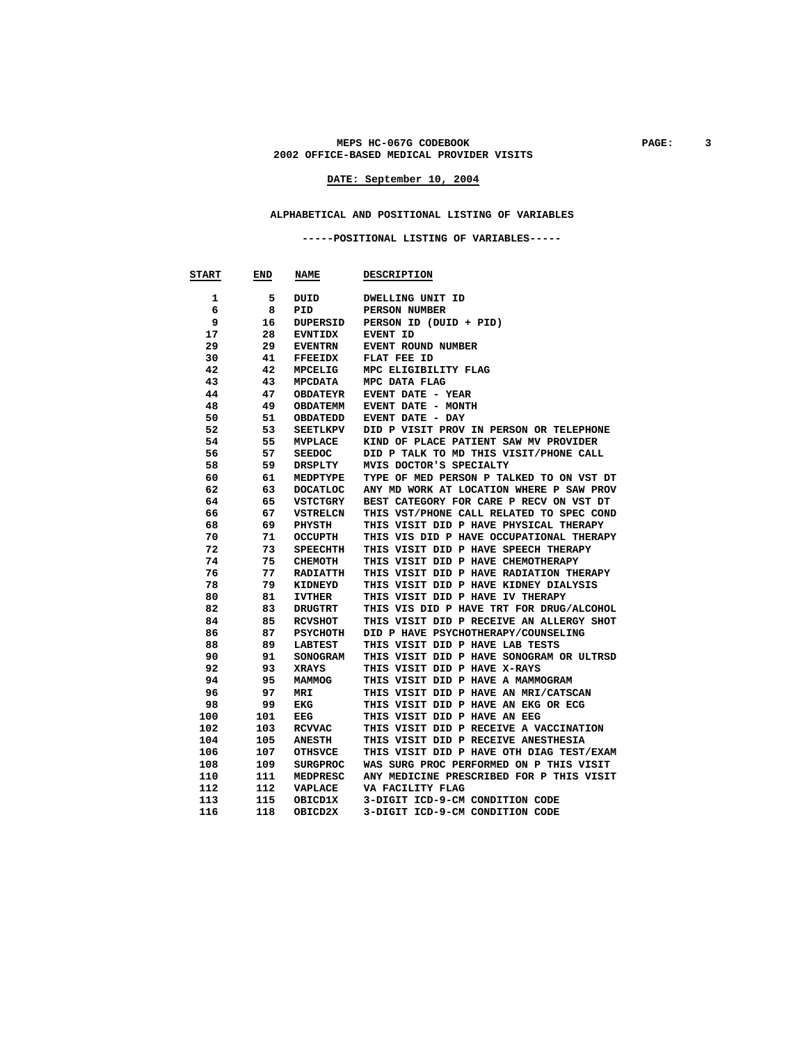# MEPS HC-067G CODEBOOK
## 2002 OFFICE-BASED MEDICAL PROVIDER VISITS

**DATE: September 10, 2004**

### ALPHABETICAL AND POSITIONAL LISTING OF VARIABLES

#### -----POSITIONAL LISTING OF VARIABLES-----

| START | END | NAME | DESCRIPTION |
|---|---|---|---|
| 1 | 5 | DUID | DWELLING UNIT ID |
| 6 | 8 | PID | PERSON NUMBER |
| 9 | 16 | DUPERSID | PERSON ID (DUID + PID) |
| 17 | 28 | EVNTIDX | EVENT ID |
| 29 | 29 | EVENTRN | EVENT ROUND NUMBER |
| 30 | 41 | FFEEIDX | FLAT FEE ID |
| 42 | 42 | MPCELIG | MPC ELIGIBILITY FLAG |
| 43 | 43 | MPCDATA | MPC DATA FLAG |
| 44 | 47 | OBDATEYR | EVENT DATE - YEAR |
| 48 | 49 | OBDATEMM | EVENT DATE - MONTH |
| 50 | 51 | OBDATEDD | EVENT DATE - DAY |
| 52 | 53 | SEETLKPV | DID P VISIT PROV IN PERSON OR TELEPHONE |
| 54 | 55 | MVPLACE | KIND OF PLACE PATIENT SAW MV PROVIDER |
| 56 | 57 | SEEDOC | DID P TALK TO MD THIS VISIT/PHONE CALL |
| 58 | 59 | DRSPLTY | MVIS DOCTOR'S SPECIALTY |
| 60 | 61 | MEDPTYPE | TYPE OF MED PERSON P TALKED TO ON VST DT |
| 62 | 63 | DOCATLOC | ANY MD WORK AT LOCATION WHERE P SAW PROV |
| 64 | 65 | VSTCTGRY | BEST CATEGORY FOR CARE P RECV ON VST DT |
| 66 | 67 | VSTRELCN | THIS VST/PHONE CALL RELATED TO SPEC COND |
| 68 | 69 | PHYSTH | THIS VISIT DID P HAVE PHYSICAL THERAPY |
| 70 | 71 | OCCUPTH | THIS VIS DID P HAVE OCCUPATIONAL THERAPY |
| 72 | 73 | SPEECHTH | THIS VISIT DID P HAVE SPEECH THERAPY |
| 74 | 75 | CHEMOTH | THIS VISIT DID P HAVE CHEMOTHERAPY |
| 76 | 77 | RADIATTH | THIS VISIT DID P HAVE RADIATION THERAPY |
| 78 | 79 | KIDNEYD | THIS VISIT DID P HAVE KIDNEY DIALYSIS |
| 80 | 81 | IVTHER | THIS VISIT DID P HAVE IV THERAPY |
| 82 | 83 | DRUGTRT | THIS VIS DID P HAVE TRT FOR DRUG/ALCOHOL |
| 84 | 85 | RCVSHOT | THIS VISIT DID P RECEIVE AN ALLERGY SHOT |
| 86 | 87 | PSYCHOTH | DID P HAVE PSYCHOTHERAPY/COUNSELING |
| 88 | 89 | LABTEST | THIS VISIT DID P HAVE LAB TESTS |
| 90 | 91 | SONOGRAM | THIS VISIT DID P HAVE SONOGRAM OR ULTRSD |
| 92 | 93 | XRAYS | THIS VISIT DID P HAVE X-RAYS |
| 94 | 95 | MAMMOG | THIS VISIT DID P HAVE A MAMMOGRAM |
| 96 | 97 | MRI | THIS VISIT DID P HAVE AN MRI/CATSCAN |
| 98 | 99 | EKG | THIS VISIT DID P HAVE AN EKG OR ECG |
| 100 | 101 | EEG | THIS VISIT DID P HAVE AN EEG |
| 102 | 103 | RCVVAC | THIS VISIT DID P RECEIVE A VACCINATION |
| 104 | 105 | ANESTH | THIS VISIT DID P RECEIVE ANESTHESIA |
| 106 | 107 | OTHSVCE | THIS VISIT DID P HAVE OTH DIAG TEST/EXAM |
| 108 | 109 | SURGPROC | WAS SURG PROC PERFORMED ON P THIS VISIT |
| 110 | 111 | MEDPRESC | ANY MEDICINE PRESCRIBED FOR P THIS VISIT |
| 112 | 112 | VAPLACE | VA FACILITY FLAG |
| 113 | 115 | OBICD1X | 3-DIGIT ICD-9-CM CONDITION CODE |
| 116 | 118 | OBICD2X | 3-DIGIT ICD-9-CM CONDITION CODE |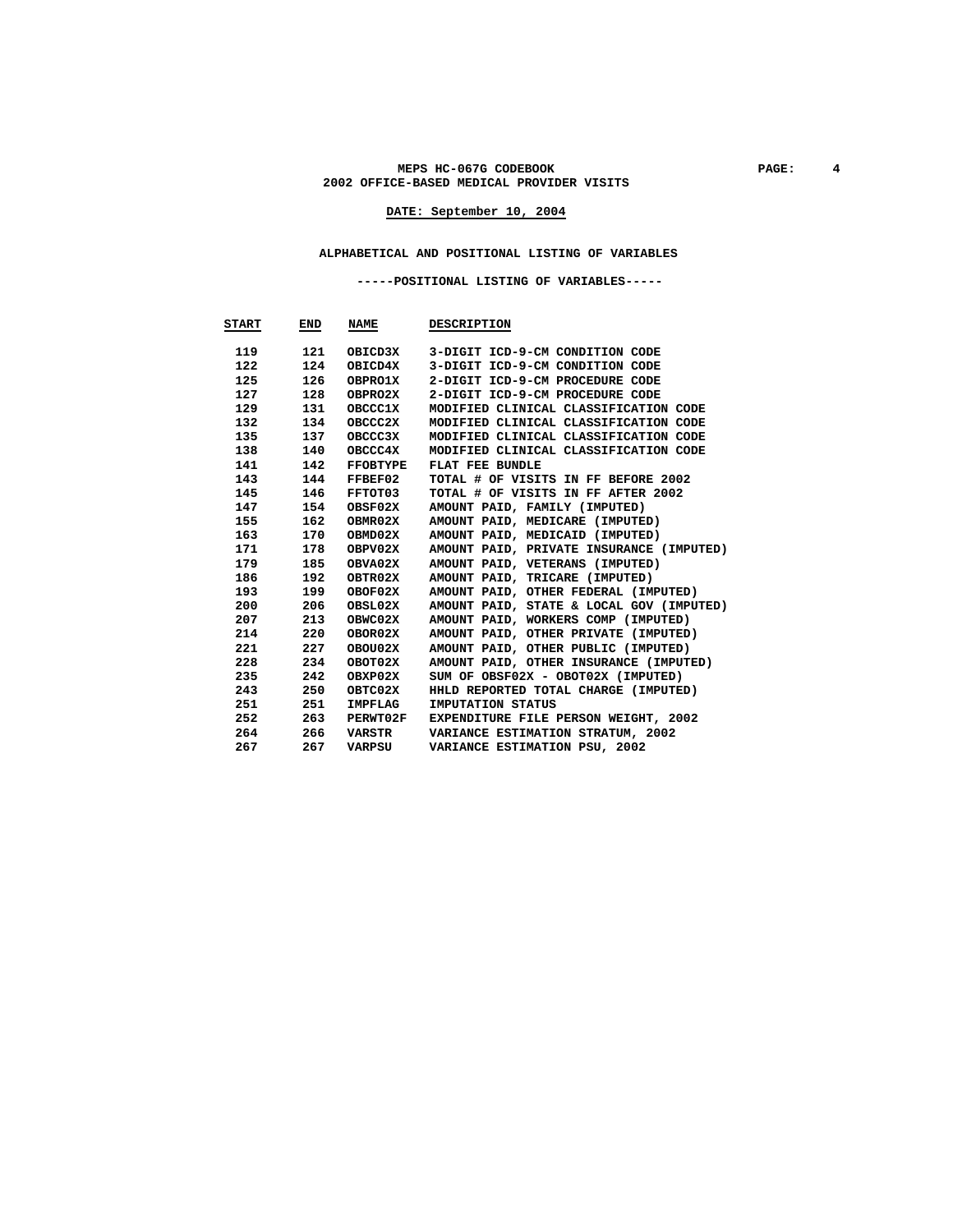## MEPS HC-067G CODEBOOK

## 2002 OFFICE-BASED MEDICAL PROVIDER VISITS

**DATE: September 10, 2004**

### ALPHABETICAL AND POSITIONAL LISTING OF VARIABLES

#### -----POSITIONAL LISTING OF VARIABLES-----

| START | END | NAME | DESCRIPTION |
|---|---|---|---|
| 119 | 121 | OBICD3X | 3-DIGIT ICD-9-CM CONDITION CODE |
| 122 | 124 | OBICD4X | 3-DIGIT ICD-9-CM CONDITION CODE |
| 125 | 126 | OBPRO1X | 2-DIGIT ICD-9-CM PROCEDURE CODE |
| 127 | 128 | OBPRO2X | 2-DIGIT ICD-9-CM PROCEDURE CODE |
| 129 | 131 | OBCCC1X | MODIFIED CLINICAL CLASSIFICATION CODE |
| 132 | 134 | OBCCC2X | MODIFIED CLINICAL CLASSIFICATION CODE |
| 135 | 137 | OBCCC3X | MODIFIED CLINICAL CLASSIFICATION CODE |
| 138 | 140 | OBCCC4X | MODIFIED CLINICAL CLASSIFICATION CODE |
| 141 | 142 | FFOBTYPE | FLAT FEE BUNDLE |
| 143 | 144 | FFBEF02 | TOTAL # OF VISITS IN FF BEFORE 2002 |
| 145 | 146 | FFTOT03 | TOTAL # OF VISITS IN FF AFTER 2002 |
| 147 | 154 | OBSF02X | AMOUNT PAID, FAMILY (IMPUTED) |
| 155 | 162 | OBMR02X | AMOUNT PAID, MEDICARE (IMPUTED) |
| 163 | 170 | OBMD02X | AMOUNT PAID, MEDICAID (IMPUTED) |
| 171 | 178 | OBPV02X | AMOUNT PAID, PRIVATE INSURANCE (IMPUTED) |
| 179 | 185 | OBVA02X | AMOUNT PAID, VETERANS (IMPUTED) |
| 186 | 192 | OBTR02X | AMOUNT PAID, TRICARE (IMPUTED) |
| 193 | 199 | OBOF02X | AMOUNT PAID, OTHER FEDERAL (IMPUTED) |
| 200 | 206 | OBSL02X | AMOUNT PAID, STATE & LOCAL GOV (IMPUTED) |
| 207 | 213 | OBWC02X | AMOUNT PAID, WORKERS COMP (IMPUTED) |
| 214 | 220 | OBOR02X | AMOUNT PAID, OTHER PRIVATE (IMPUTED) |
| 221 | 227 | OBOU02X | AMOUNT PAID, OTHER PUBLIC (IMPUTED) |
| 228 | 234 | OBOT02X | AMOUNT PAID, OTHER INSURANCE (IMPUTED) |
| 235 | 242 | OBXP02X | SUM OF OBSF02X - OBOT02X (IMPUTED) |
| 243 | 250 | OBTC02X | HHLD REPORTED TOTAL CHARGE (IMPUTED) |
| 251 | 251 | IMPFLAG | IMPUTATION STATUS |
| 252 | 263 | PERWT02F | EXPENDITURE FILE PERSON WEIGHT, 2002 |
| 264 | 266 | VARSTR | VARIANCE ESTIMATION STRATUM, 2002 |
| 267 | 267 | VARPSU | VARIANCE ESTIMATION PSU, 2002 |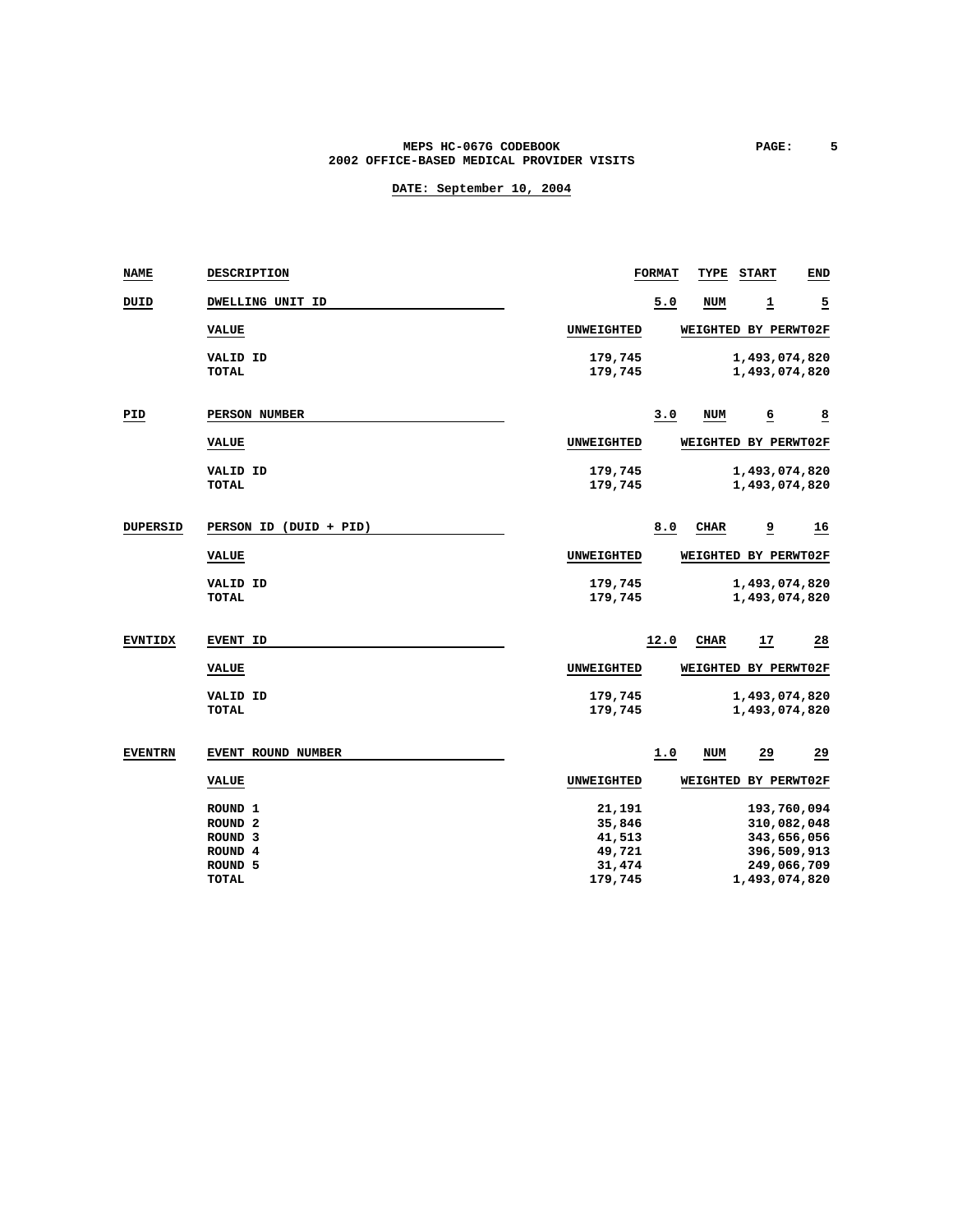| NAME | DESCRIPTION | FORMAT | TYPE | START | END |
|---|---|---|---|---|---|
| DUID | DWELLING UNIT ID | 5.0 | NUM | 1 | 5 |

| VALUE | UNWEIGHTED | WEIGHTED BY PERWT02F |
|---|---|---|
| VALID ID | 179,745 | 1,493,074,820 |
| TOTAL | 179,745 | 1,493,074,820 |

| NAME | DESCRIPTION | FORMAT | TYPE | START | END |
|---|---|---|---|---|---|
| PID | PERSON NUMBER | 3.0 | NUM | 6 | 8 |

| VALUE | UNWEIGHTED | WEIGHTED BY PERWT02F |
|---|---|---|
| VALID ID | 179,745 | 1,493,074,820 |
| TOTAL | 179,745 | 1,493,074,820 |

| NAME | DESCRIPTION | FORMAT | TYPE | START | END |
|---|---|---|---|---|---|
| DUPERSID | PERSON ID (DUID + PID) | 8.0 | CHAR | 9 | 16 |

| VALUE | UNWEIGHTED | WEIGHTED BY PERWT02F |
|---|---|---|
| VALID ID | 179,745 | 1,493,074,820 |
| TOTAL | 179,745 | 1,493,074,820 |

| NAME | DESCRIPTION | FORMAT | TYPE | START | END |
|---|---|---|---|---|---|
| EVNTIDX | EVENT ID | 12.0 | CHAR | 17 | 28 |

| VALUE | UNWEIGHTED | WEIGHTED BY PERWT02F |
|---|---|---|
| VALID ID | 179,745 | 1,493,074,820 |
| TOTAL | 179,745 | 1,493,074,820 |

| NAME | DESCRIPTION | FORMAT | TYPE | START | END |
|---|---|---|---|---|---|
| EVENTRN | EVENT ROUND NUMBER | 1.0 | NUM | 29 | 29 |

| VALUE | UNWEIGHTED | WEIGHTED BY PERWT02F |
|---|---|---|
| ROUND 1 | 21,191 | 193,760,094 |
| ROUND 2 | 35,846 | 310,082,048 |
| ROUND 3 | 41,513 | 343,656,056 |
| ROUND 4 | 49,721 | 396,509,913 |
| ROUND 5 | 31,474 | 249,066,709 |
| TOTAL | 179,745 | 1,493,074,820 |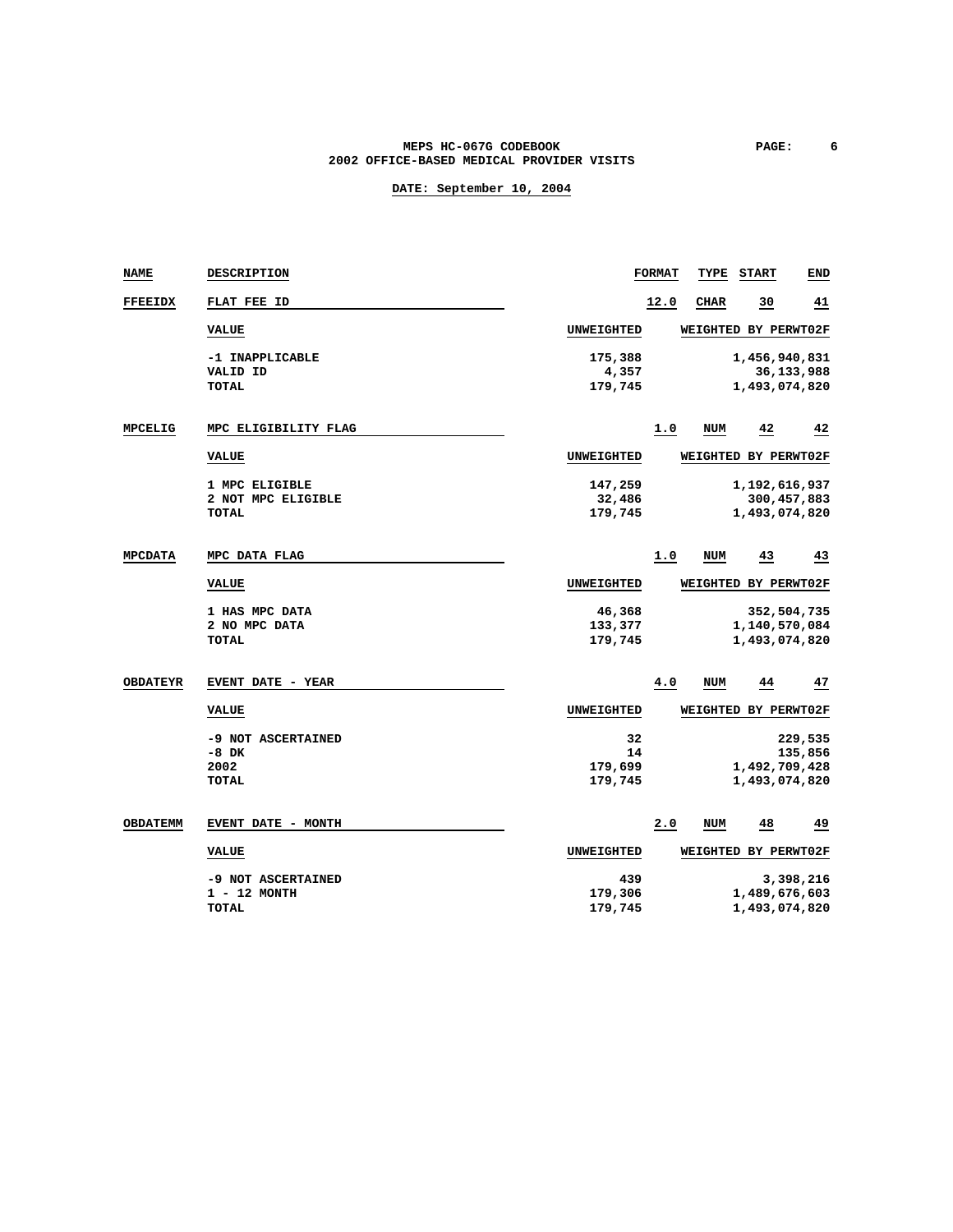| NAME | DESCRIPTION | FORMAT | TYPE | START | END |
|---|---|---|---|---|---|
| FFEEIDX | FLAT FEE ID | 12.0 | CHAR | 30 | 41 |

| VALUE | UNWEIGHTED | WEIGHTED BY PERWT02F |
|---|---|---|
| -1 INAPPLICABLE | 175,388 | 1,456,940,831 |
| VALID ID | 4,357 | 36,133,988 |
| TOTAL | 179,745 | 1,493,074,820 |

| NAME | DESCRIPTION | FORMAT | TYPE | START | END |
|---|---|---|---|---|---|
| MPCELIG | MPC ELIGIBILITY FLAG | 1.0 | NUM | 42 | 42 |

| VALUE | UNWEIGHTED | WEIGHTED BY PERWT02F |
|---|---|---|
| 1 MPC ELIGIBLE | 147,259 | 1,192,616,937 |
| 2 NOT MPC ELIGIBLE | 32,486 | 300,457,883 |
| TOTAL | 179,745 | 1,493,074,820 |

| NAME | DESCRIPTION | FORMAT | TYPE | START | END |
|---|---|---|---|---|---|
| MPCDATA | MPC DATA FLAG | 1.0 | NUM | 43 | 43 |

| VALUE | UNWEIGHTED | WEIGHTED BY PERWT02F |
|---|---|---|
| 1 HAS MPC DATA | 46,368 | 352,504,735 |
| 2 NO MPC DATA | 133,377 | 1,140,570,084 |
| TOTAL | 179,745 | 1,493,074,820 |

| NAME | DESCRIPTION | FORMAT | TYPE | START | END |
|---|---|---|---|---|---|
| OBDATEYR | EVENT DATE - YEAR | 4.0 | NUM | 44 | 47 |

| VALUE | UNWEIGHTED | WEIGHTED BY PERWT02F |
|---|---|---|
| -9 NOT ASCERTAINED | 32 | 229,535 |
| -8 DK | 14 | 135,856 |
| 2002 | 179,699 | 1,492,709,428 |
| TOTAL | 179,745 | 1,493,074,820 |

| NAME | DESCRIPTION | FORMAT | TYPE | START | END |
|---|---|---|---|---|---|
| OBDATEMM | EVENT DATE - MONTH | 2.0 | NUM | 48 | 49 |

| VALUE | UNWEIGHTED | WEIGHTED BY PERWT02F |
|---|---|---|
| -9 NOT ASCERTAINED | 439 | 3,398,216 |
| 1 - 12 MONTH | 179,306 | 1,489,676,603 |
| TOTAL | 179,745 | 1,493,074,820 |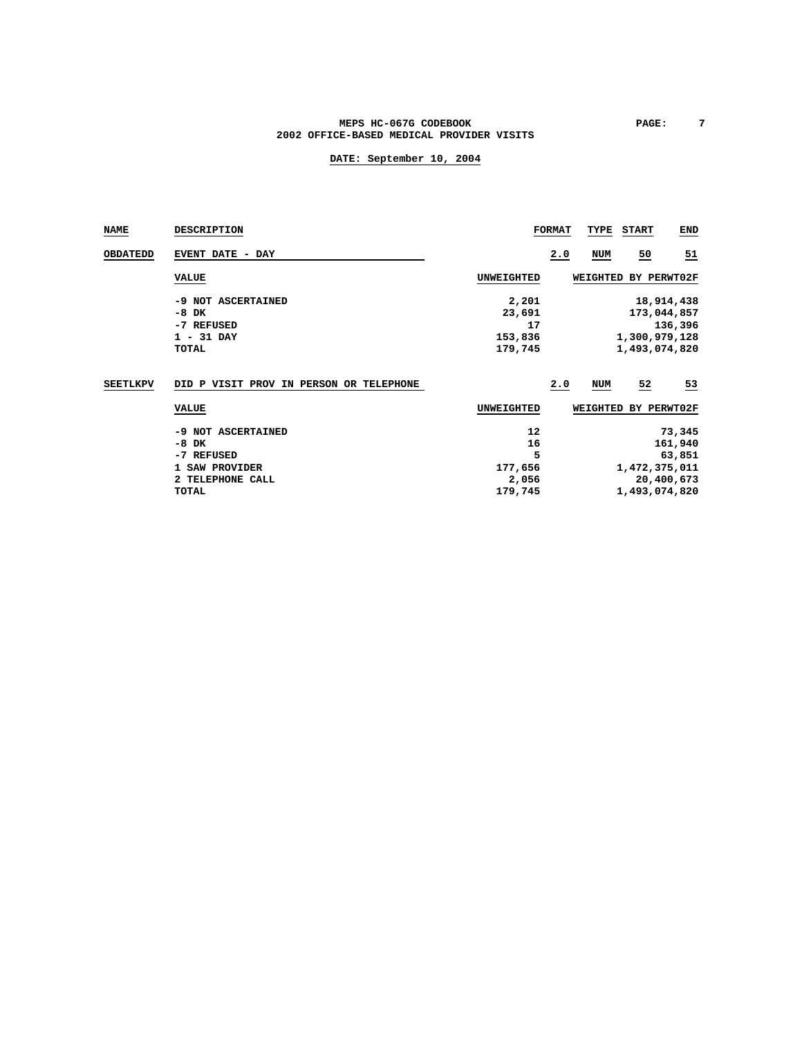| NAME | DESCRIPTION | FORMAT | TYPE | START | END |
|---|---|---|---|---|---|
| OBDATEDD | EVENT DATE - DAY | 2.0 | NUM | 50 | 51 |

| VALUE | UNWEIGHTED | WEIGHTED BY PERWT02F |
|---|---|---|
| -9 NOT ASCERTAINED | 2,201 | 18,914,438 |
| -8 DK | 23,691 | 173,044,857 |
| -7 REFUSED | 17 | 136,396 |
| 1 - 31 DAY | 153,836 | 1,300,979,128 |
| TOTAL | 179,745 | 1,493,074,820 |

| NAME | DESCRIPTION | FORMAT | TYPE | START | END |
|---|---|---|---|---|---|
| SEETLKPV | DID P VISIT PROV IN PERSON OR TELEPHONE | 2.0 | NUM | 52 | 53 |

| VALUE | UNWEIGHTED | WEIGHTED BY PERWT02F |
|---|---|---|
| -9 NOT ASCERTAINED | 12 | 73,345 |
| -8 DK | 16 | 161,940 |
| -7 REFUSED | 5 | 63,851 |
| 1 SAW PROVIDER | 177,656 | 1,472,375,011 |
| 2 TELEPHONE CALL | 2,056 | 20,400,673 |
| TOTAL | 179,745 | 1,493,074,820 |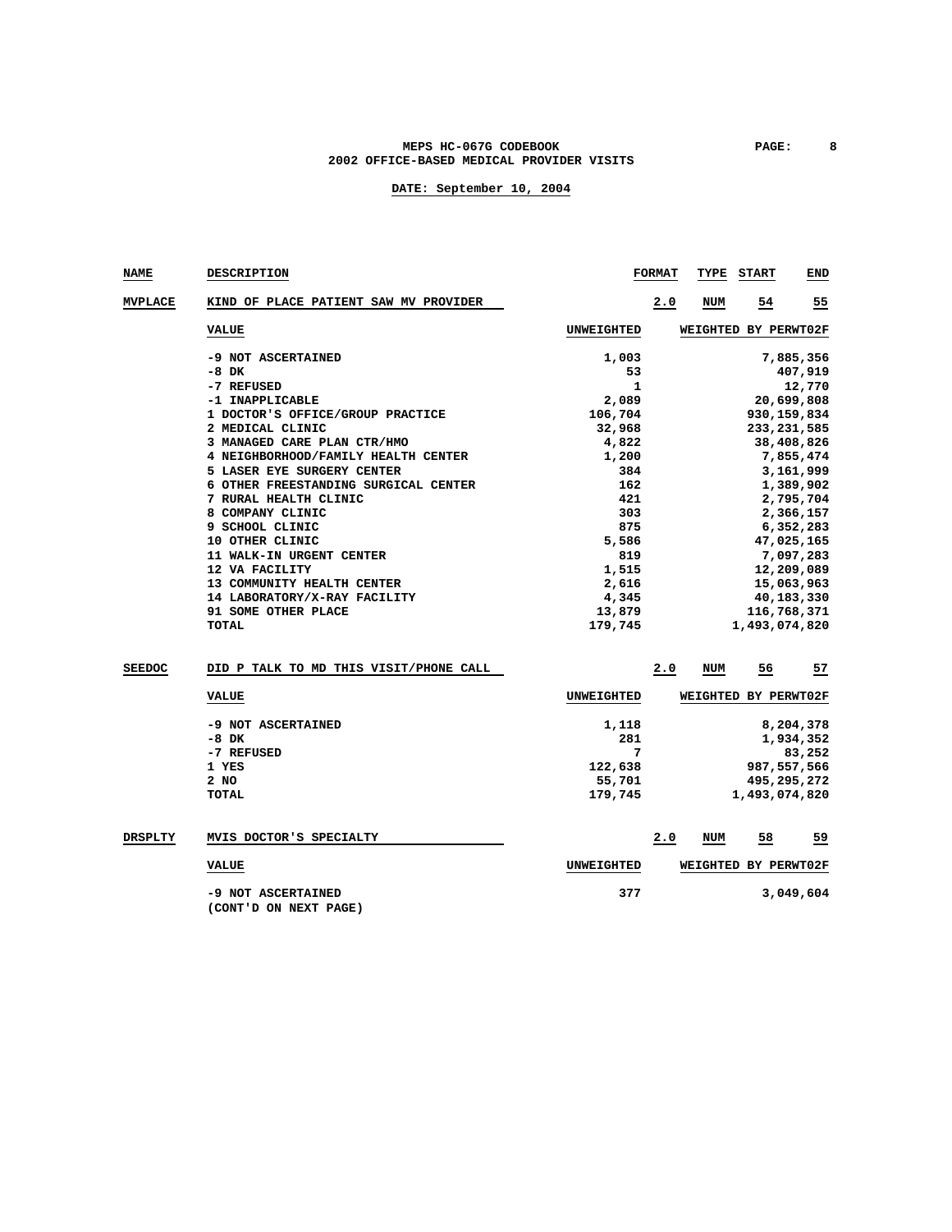| NAME | DESCRIPTION | FORMAT | TYPE | START | END |
|---|---|---|---|---|---|
| MVPLACE | KIND OF PLACE PATIENT SAW MV PROVIDER | 2.0 | NUM | 54 | 55 |

| VALUE | UNWEIGHTED | WEIGHTED BY PERWT02F |
|---|---|---|
| -9 NOT ASCERTAINED | 1,003 | 7,885,356 |
| -8 DK | 53 | 407,919 |
| -7 REFUSED | 1 | 12,770 |
| -1 INAPPLICABLE | 2,089 | 20,699,808 |
| 1 DOCTOR'S OFFICE/GROUP PRACTICE | 106,704 | 930,159,834 |
| 2 MEDICAL CLINIC | 32,968 | 233,231,585 |
| 3 MANAGED CARE PLAN CTR/HMO | 4,822 | 38,408,826 |
| 4 NEIGHBORHOOD/FAMILY HEALTH CENTER | 1,200 | 7,855,474 |
| 5 LASER EYE SURGERY CENTER | 384 | 3,161,999 |
| 6 OTHER FREESTANDING SURGICAL CENTER | 162 | 1,389,902 |
| 7 RURAL HEALTH CLINIC | 421 | 2,795,704 |
| 8 COMPANY CLINIC | 303 | 2,366,157 |
| 9 SCHOOL CLINIC | 875 | 6,352,283 |
| 10 OTHER CLINIC | 5,586 | 47,025,165 |
| 11 WALK-IN URGENT CENTER | 819 | 7,097,283 |
| 12 VA FACILITY | 1,515 | 12,209,089 |
| 13 COMMUNITY HEALTH CENTER | 2,616 | 15,063,963 |
| 14 LABORATORY/X-RAY FACILITY | 4,345 | 40,183,330 |
| 91 SOME OTHER PLACE | 13,879 | 116,768,371 |
| TOTAL | 179,745 | 1,493,074,820 |

| NAME | DESCRIPTION | FORMAT | TYPE | START | END |
|---|---|---|---|---|---|
| SEEDOC | DID P TALK TO MD THIS VISIT/PHONE CALL | 2.0 | NUM | 56 | 57 |

| VALUE | UNWEIGHTED | WEIGHTED BY PERWT02F |
|---|---|---|
| -9 NOT ASCERTAINED | 1,118 | 8,204,378 |
| -8 DK | 281 | 1,934,352 |
| -7 REFUSED | 7 | 83,252 |
| 1 YES | 122,638 | 987,557,566 |
| 2 NO | 55,701 | 495,295,272 |
| TOTAL | 179,745 | 1,493,074,820 |

| NAME | DESCRIPTION | FORMAT | TYPE | START | END |
|---|---|---|---|---|---|
| DRSPLTY | MVIS DOCTOR'S SPECIALTY | 2.0 | NUM | 58 | 59 |

| VALUE | UNWEIGHTED | WEIGHTED BY PERWT02F |
|---|---|---|
| -9 NOT ASCERTAINED | 377 | 3,049,604 |

(CONT'D ON NEXT PAGE)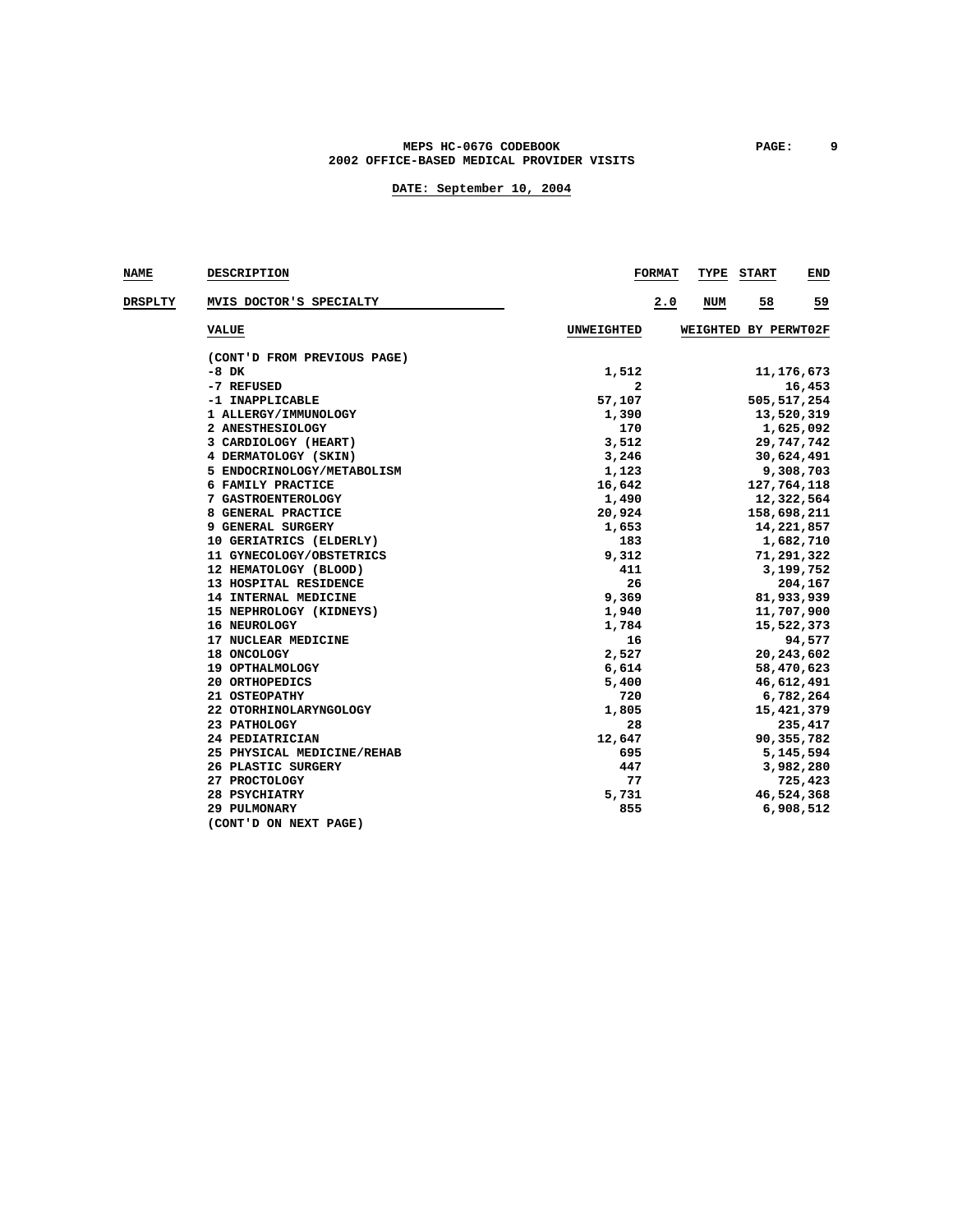| NAME | DESCRIPTION | FORMAT | TYPE | START | END |
|---|---|---|---|---|---|
| DRSPLTY | MVIS DOCTOR'S SPECIALTY | 2.0 | NUM | 58 | 59 |

| VALUE | UNWEIGHTED | WEIGHTED BY PERWT02F |
|---|---|---|
| (CONT'D FROM PREVIOUS PAGE) | | |
| -8 DK | 1,512 | 11,176,673 |
| -7 REFUSED | 2 | 16,453 |
| -1 INAPPLICABLE | 57,107 | 505,517,254 |
| 1 ALLERGY/IMMUNOLOGY | 1,390 | 13,520,319 |
| 2 ANESTHESIOLOGY | 170 | 1,625,092 |
| 3 CARDIOLOGY (HEART) | 3,512 | 29,747,742 |
| 4 DERMATOLOGY (SKIN) | 3,246 | 30,624,491 |
| 5 ENDOCRINOLOGY/METABOLISM | 1,123 | 9,308,703 |
| 6 FAMILY PRACTICE | 16,642 | 127,764,118 |
| 7 GASTROENTEROLOGY | 1,490 | 12,322,564 |
| 8 GENERAL PRACTICE | 20,924 | 158,698,211 |
| 9 GENERAL SURGERY | 1,653 | 14,221,857 |
| 10 GERIATRICS (ELDERLY) | 183 | 1,682,710 |
| 11 GYNECOLOGY/OBSTETRICS | 9,312 | 71,291,322 |
| 12 HEMATOLOGY (BLOOD) | 411 | 3,199,752 |
| 13 HOSPITAL RESIDENCE | 26 | 204,167 |
| 14 INTERNAL MEDICINE | 9,369 | 81,933,939 |
| 15 NEPHROLOGY (KIDNEYS) | 1,940 | 11,707,900 |
| 16 NEUROLOGY | 1,784 | 15,522,373 |
| 17 NUCLEAR MEDICINE | 16 | 94,577 |
| 18 ONCOLOGY | 2,527 | 20,243,602 |
| 19 OPTHALMOLOGY | 6,614 | 58,470,623 |
| 20 ORTHOPEDICS | 5,400 | 46,612,491 |
| 21 OSTEOPATHY | 720 | 6,782,264 |
| 22 OTORHINOLARYNGOLOGY | 1,805 | 15,421,379 |
| 23 PATHOLOGY | 28 | 235,417 |
| 24 PEDIATRICIAN | 12,647 | 90,355,782 |
| 25 PHYSICAL MEDICINE/REHAB | 695 | 5,145,594 |
| 26 PLASTIC SURGERY | 447 | 3,982,280 |
| 27 PROCTOLOGY | 77 | 725,423 |
| 28 PSYCHIATRY | 5,731 | 46,524,368 |
| 29 PULMONARY | 855 | 6,908,512 |
| (CONT'D ON NEXT PAGE) | | |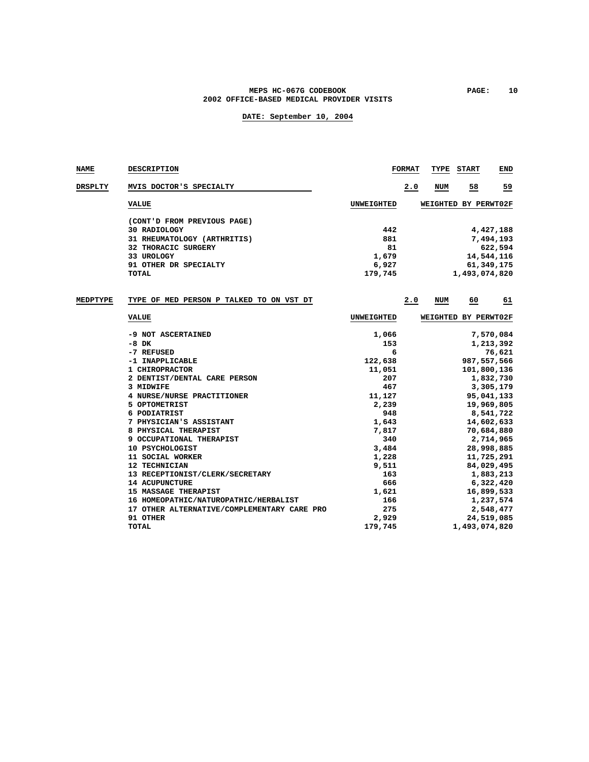# MEPS HC-067G CODEBOOK
## 2002 OFFICE-BASED MEDICAL PROVIDER VISITS

**DATE: September 10, 2004**

| NAME | DESCRIPTION | FORMAT | TYPE | START | END |
|---|---|---|---|---|---|
| DRSPLTY | MVIS DOCTOR'S SPECIALTY | 2.0 | NUM | 58 | 59 |

| VALUE | UNWEIGHTED | WEIGHTED BY PERWT02F |
|---|---|---|
| (CONT'D FROM PREVIOUS PAGE) | | |
| 30 RADIOLOGY | 442 | 4,427,188 |
| 31 RHEUMATOLOGY (ARTHRITIS) | 881 | 7,494,193 |
| 32 THORACIC SURGERY | 81 | 622,594 |
| 33 UROLOGY | 1,679 | 14,544,116 |
| 91 OTHER DR SPECIALTY | 6,927 | 61,349,175 |
| TOTAL | 179,745 | 1,493,074,820 |

| NAME | DESCRIPTION | FORMAT | TYPE | START | END |
|---|---|---|---|---|---|
| MEDPTYPE | TYPE OF MED PERSON P TALKED TO ON VST DT | 2.0 | NUM | 60 | 61 |

| VALUE | UNWEIGHTED | WEIGHTED BY PERWT02F |
|---|---|---|
| -9 NOT ASCERTAINED | 1,066 | 7,570,084 |
| -8 DK | 153 | 1,213,392 |
| -7 REFUSED | 6 | 76,621 |
| -1 INAPPLICABLE | 122,638 | 987,557,566 |
| 1 CHIROPRACTOR | 11,051 | 101,800,136 |
| 2 DENTIST/DENTAL CARE PERSON | 207 | 1,832,730 |
| 3 MIDWIFE | 467 | 3,305,179 |
| 4 NURSE/NURSE PRACTITIONER | 11,127 | 95,041,133 |
| 5 OPTOMETRIST | 2,239 | 19,969,805 |
| 6 PODIATRIST | 948 | 8,541,722 |
| 7 PHYSICIAN'S ASSISTANT | 1,643 | 14,602,633 |
| 8 PHYSICAL THERAPIST | 7,817 | 70,684,880 |
| 9 OCCUPATIONAL THERAPIST | 340 | 2,714,965 |
| 10 PSYCHOLOGIST | 3,484 | 28,998,885 |
| 11 SOCIAL WORKER | 1,228 | 11,725,291 |
| 12 TECHNICIAN | 9,511 | 84,029,495 |
| 13 RECEPTIONIST/CLERK/SECRETARY | 163 | 1,883,213 |
| 14 ACUPUNCTURE | 666 | 6,322,420 |
| 15 MASSAGE THERAPIST | 1,621 | 16,899,533 |
| 16 HOMEOPATHIC/NATUROPATHIC/HERBALIST | 166 | 1,237,574 |
| 17 OTHER ALTERNATIVE/COMPLEMENTARY CARE PRO | 275 | 2,548,477 |
| 91 OTHER | 2,929 | 24,519,085 |
| TOTAL | 179,745 | 1,493,074,820 |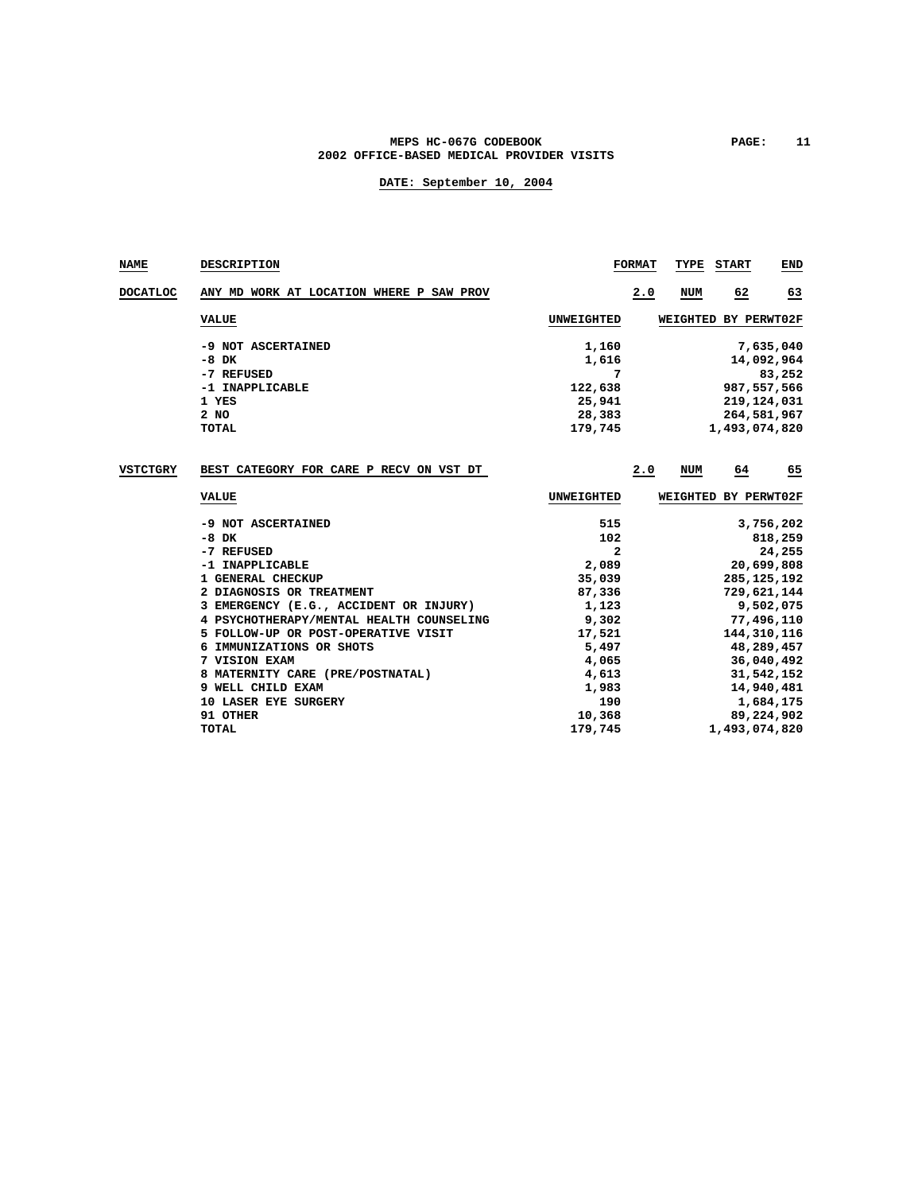| NAME | DESCRIPTION | FORMAT | TYPE | START | END |
|---|---|---|---|---|---|
| DOCATLOC | ANY MD WORK AT LOCATION WHERE P SAW PROV | 2.0 | NUM | 62 | 63 |

| VALUE | UNWEIGHTED | WEIGHTED BY PERWT02F |
|---|---|---|
| -9 NOT ASCERTAINED | 1,160 | 7,635,040 |
| -8 DK | 1,616 | 14,092,964 |
| -7 REFUSED | 7 | 83,252 |
| -1 INAPPLICABLE | 122,638 | 987,557,566 |
| 1 YES | 25,941 | 219,124,031 |
| 2 NO | 28,383 | 264,581,967 |
| TOTAL | 179,745 | 1,493,074,820 |

| NAME | DESCRIPTION | FORMAT | TYPE | START | END |
|---|---|---|---|---|---|
| VSTCTGRY | BEST CATEGORY FOR CARE P RECV ON VST DT | 2.0 | NUM | 64 | 65 |

| VALUE | UNWEIGHTED | WEIGHTED BY PERWT02F |
|---|---|---|
| -9 NOT ASCERTAINED | 515 | 3,756,202 |
| -8 DK | 102 | 818,259 |
| -7 REFUSED | 2 | 24,255 |
| -1 INAPPLICABLE | 2,089 | 20,699,808 |
| 1 GENERAL CHECKUP | 35,039 | 285,125,192 |
| 2 DIAGNOSIS OR TREATMENT | 87,336 | 729,621,144 |
| 3 EMERGENCY (E.G., ACCIDENT OR INJURY) | 1,123 | 9,502,075 |
| 4 PSYCHOTHERAPY/MENTAL HEALTH COUNSELING | 9,302 | 77,496,110 |
| 5 FOLLOW-UP OR POST-OPERATIVE VISIT | 17,521 | 144,310,116 |
| 6 IMMUNIZATIONS OR SHOTS | 5,497 | 48,289,457 |
| 7 VISION EXAM | 4,065 | 36,040,492 |
| 8 MATERNITY CARE (PRE/POSTNATAL) | 4,613 | 31,542,152 |
| 9 WELL CHILD EXAM | 1,983 | 14,940,481 |
| 10 LASER EYE SURGERY | 190 | 1,684,175 |
| 91 OTHER | 10,368 | 89,224,902 |
| TOTAL | 179,745 | 1,493,074,820 |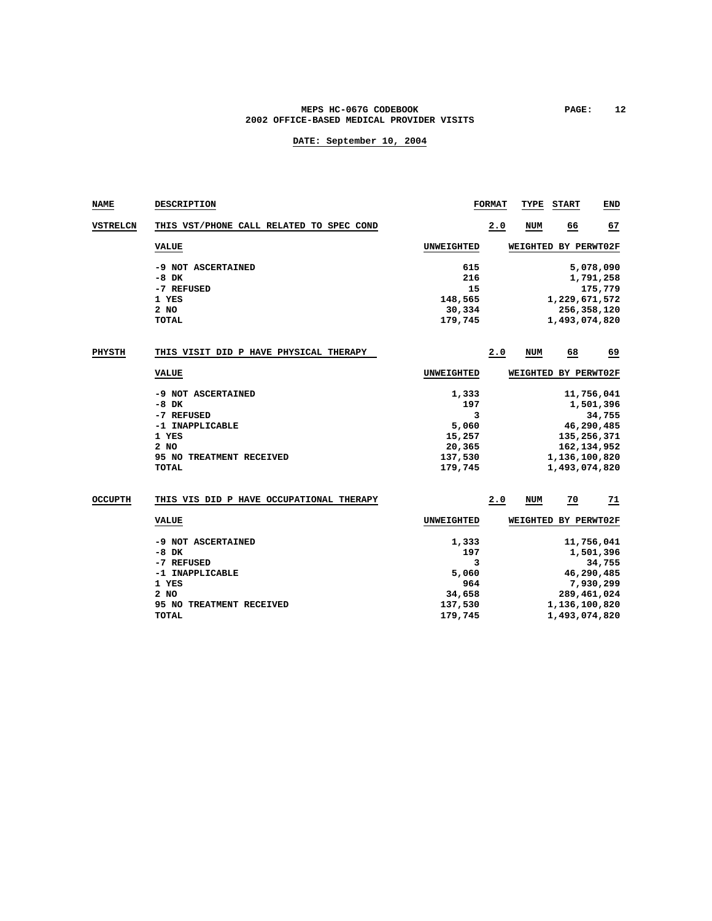| NAME | DESCRIPTION | FORMAT | TYPE | START | END |
|---|---|---|---|---|---|
| VSTRELCN | THIS VST/PHONE CALL RELATED TO SPEC COND | 2.0 | NUM | 66 | 67 |

| VALUE | UNWEIGHTED | WEIGHTED BY PERWT02F |
|---|---|---|
| -9 NOT ASCERTAINED | 615 | 5,078,090 |
| -8 DK | 216 | 1,791,258 |
| -7 REFUSED | 15 | 175,779 |
| 1 YES | 148,565 | 1,229,671,572 |
| 2 NO | 30,334 | 256,358,120 |
| TOTAL | 179,745 | 1,493,074,820 |

| NAME | DESCRIPTION | FORMAT | TYPE | START | END |
|---|---|---|---|---|---|
| PHYSTH | THIS VISIT DID P HAVE PHYSICAL THERAPY | 2.0 | NUM | 68 | 69 |

| VALUE | UNWEIGHTED | WEIGHTED BY PERWT02F |
|---|---|---|
| -9 NOT ASCERTAINED | 1,333 | 11,756,041 |
| -8 DK | 197 | 1,501,396 |
| -7 REFUSED | 3 | 34,755 |
| -1 INAPPLICABLE | 5,060 | 46,290,485 |
| 1 YES | 15,257 | 135,256,371 |
| 2 NO | 20,365 | 162,134,952 |
| 95 NO TREATMENT RECEIVED | 137,530 | 1,136,100,820 |
| TOTAL | 179,745 | 1,493,074,820 |

| NAME | DESCRIPTION | FORMAT | TYPE | START | END |
|---|---|---|---|---|---|
| OCCUPTH | THIS VIS DID P HAVE OCCUPATIONAL THERAPY | 2.0 | NUM | 70 | 71 |

| VALUE | UNWEIGHTED | WEIGHTED BY PERWT02F |
|---|---|---|
| -9 NOT ASCERTAINED | 1,333 | 11,756,041 |
| -8 DK | 197 | 1,501,396 |
| -7 REFUSED | 3 | 34,755 |
| -1 INAPPLICABLE | 5,060 | 46,290,485 |
| 1 YES | 964 | 7,930,299 |
| 2 NO | 34,658 | 289,461,024 |
| 95 NO TREATMENT RECEIVED | 137,530 | 1,136,100,820 |
| TOTAL | 179,745 | 1,493,074,820 |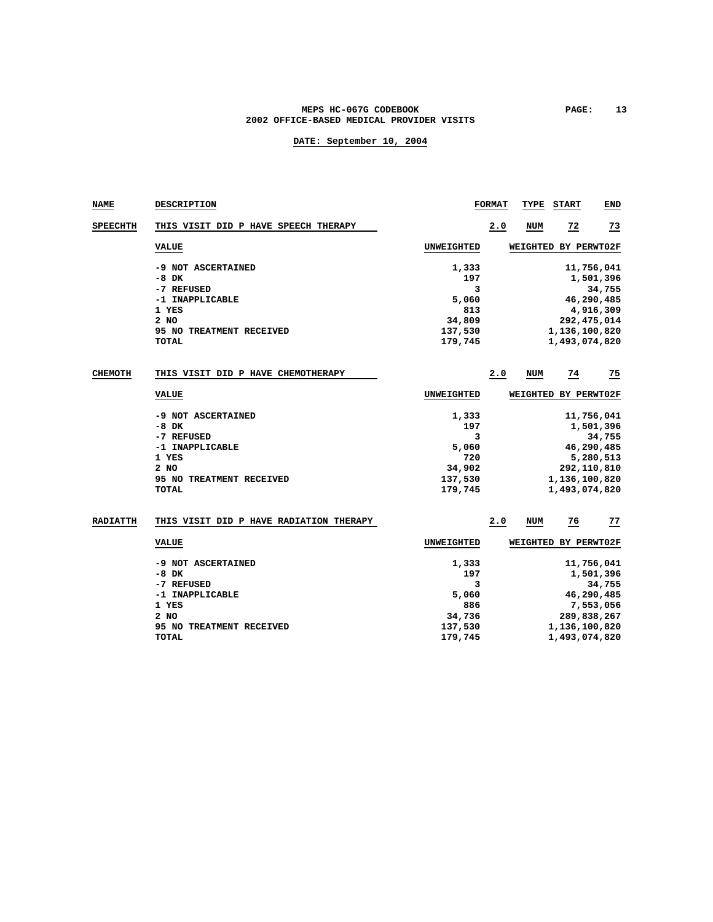| NAME | DESCRIPTION | FORMAT | TYPE | START | END |
|---|---|---|---|---|---|
| SPEECHTH | THIS VISIT DID P HAVE SPEECH THERAPY | 2.0 | NUM | 72 | 73 |

| VALUE | UNWEIGHTED | WEIGHTED BY PERWT02F |
|---|---|---|
| -9 NOT ASCERTAINED | 1,333 | 11,756,041 |
| -8 DK | 197 | 1,501,396 |
| -7 REFUSED | 3 | 34,755 |
| -1 INAPPLICABLE | 5,060 | 46,290,485 |
| 1 YES | 813 | 4,916,309 |
| 2 NO | 34,809 | 292,475,014 |
| 95 NO TREATMENT RECEIVED | 137,530 | 1,136,100,820 |
| TOTAL | 179,745 | 1,493,074,820 |

| NAME | DESCRIPTION | FORMAT | TYPE | START | END |
|---|---|---|---|---|---|
| CHEMOTH | THIS VISIT DID P HAVE CHEMOTHERAPY | 2.0 | NUM | 74 | 75 |

| VALUE | UNWEIGHTED | WEIGHTED BY PERWT02F |
|---|---|---|
| -9 NOT ASCERTAINED | 1,333 | 11,756,041 |
| -8 DK | 197 | 1,501,396 |
| -7 REFUSED | 3 | 34,755 |
| -1 INAPPLICABLE | 5,060 | 46,290,485 |
| 1 YES | 720 | 5,280,513 |
| 2 NO | 34,902 | 292,110,810 |
| 95 NO TREATMENT RECEIVED | 137,530 | 1,136,100,820 |
| TOTAL | 179,745 | 1,493,074,820 |

| NAME | DESCRIPTION | FORMAT | TYPE | START | END |
|---|---|---|---|---|---|
| RADIATTH | THIS VISIT DID P HAVE RADIATION THERAPY | 2.0 | NUM | 76 | 77 |

| VALUE | UNWEIGHTED | WEIGHTED BY PERWT02F |
|---|---|---|
| -9 NOT ASCERTAINED | 1,333 | 11,756,041 |
| -8 DK | 197 | 1,501,396 |
| -7 REFUSED | 3 | 34,755 |
| -1 INAPPLICABLE | 5,060 | 46,290,485 |
| 1 YES | 886 | 7,553,056 |
| 2 NO | 34,736 | 289,838,267 |
| 95 NO TREATMENT RECEIVED | 137,530 | 1,136,100,820 |
| TOTAL | 179,745 | 1,493,074,820 |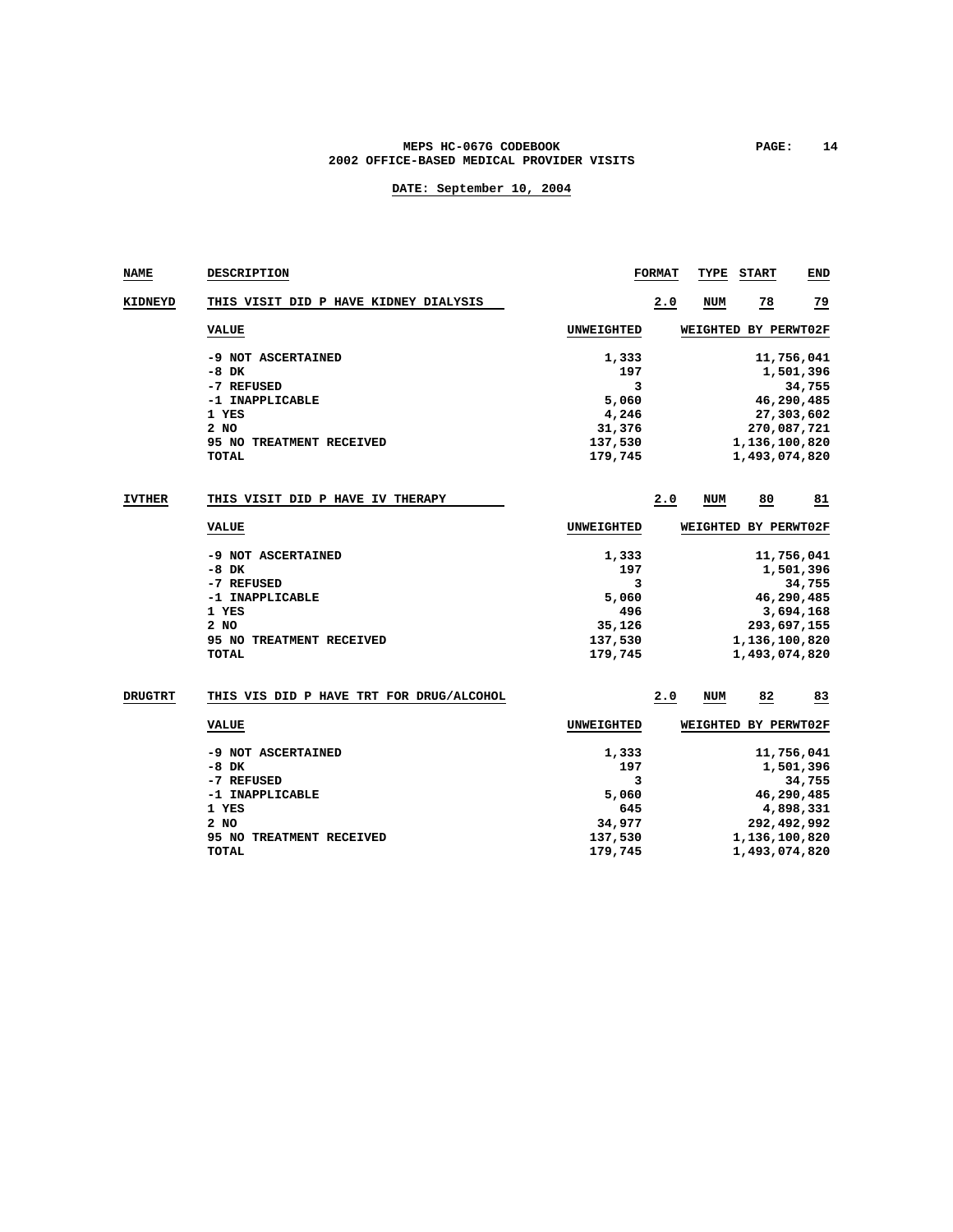MEPS HC-067G CODEBOOK
2002 OFFICE-BASED MEDICAL PROVIDER VISITS

DATE: September 10, 2004

| NAME | DESCRIPTION | FORMAT | TYPE | START | END |
|---|---|---|---|---|---|
| KIDNEYD | THIS VISIT DID P HAVE KIDNEY DIALYSIS | 2.0 | NUM | 78 | 79 |

| VALUE | UNWEIGHTED | WEIGHTED BY PERWT02F |
|---|---|---|
| -9 NOT ASCERTAINED | 1,333 | 11,756,041 |
| -8 DK | 197 | 1,501,396 |
| -7 REFUSED | 3 | 34,755 |
| -1 INAPPLICABLE | 5,060 | 46,290,485 |
| 1 YES | 4,246 | 27,303,602 |
| 2 NO | 31,376 | 270,087,721 |
| 95 NO TREATMENT RECEIVED | 137,530 | 1,136,100,820 |
| TOTAL | 179,745 | 1,493,074,820 |

| NAME | DESCRIPTION | FORMAT | TYPE | START | END |
|---|---|---|---|---|---|
| IVTHER | THIS VISIT DID P HAVE IV THERAPY | 2.0 | NUM | 80 | 81 |

| VALUE | UNWEIGHTED | WEIGHTED BY PERWT02F |
|---|---|---|
| -9 NOT ASCERTAINED | 1,333 | 11,756,041 |
| -8 DK | 197 | 1,501,396 |
| -7 REFUSED | 3 | 34,755 |
| -1 INAPPLICABLE | 5,060 | 46,290,485 |
| 1 YES | 496 | 3,694,168 |
| 2 NO | 35,126 | 293,697,155 |
| 95 NO TREATMENT RECEIVED | 137,530 | 1,136,100,820 |
| TOTAL | 179,745 | 1,493,074,820 |

| NAME | DESCRIPTION | FORMAT | TYPE | START | END |
|---|---|---|---|---|---|
| DRUGTRT | THIS VIS DID P HAVE TRT FOR DRUG/ALCOHOL | 2.0 | NUM | 82 | 83 |

| VALUE | UNWEIGHTED | WEIGHTED BY PERWT02F |
|---|---|---|
| -9 NOT ASCERTAINED | 1,333 | 11,756,041 |
| -8 DK | 197 | 1,501,396 |
| -7 REFUSED | 3 | 34,755 |
| -1 INAPPLICABLE | 5,060 | 46,290,485 |
| 1 YES | 645 | 4,898,331 |
| 2 NO | 34,977 | 292,492,992 |
| 95 NO TREATMENT RECEIVED | 137,530 | 1,136,100,820 |
| TOTAL | 179,745 | 1,493,074,820 |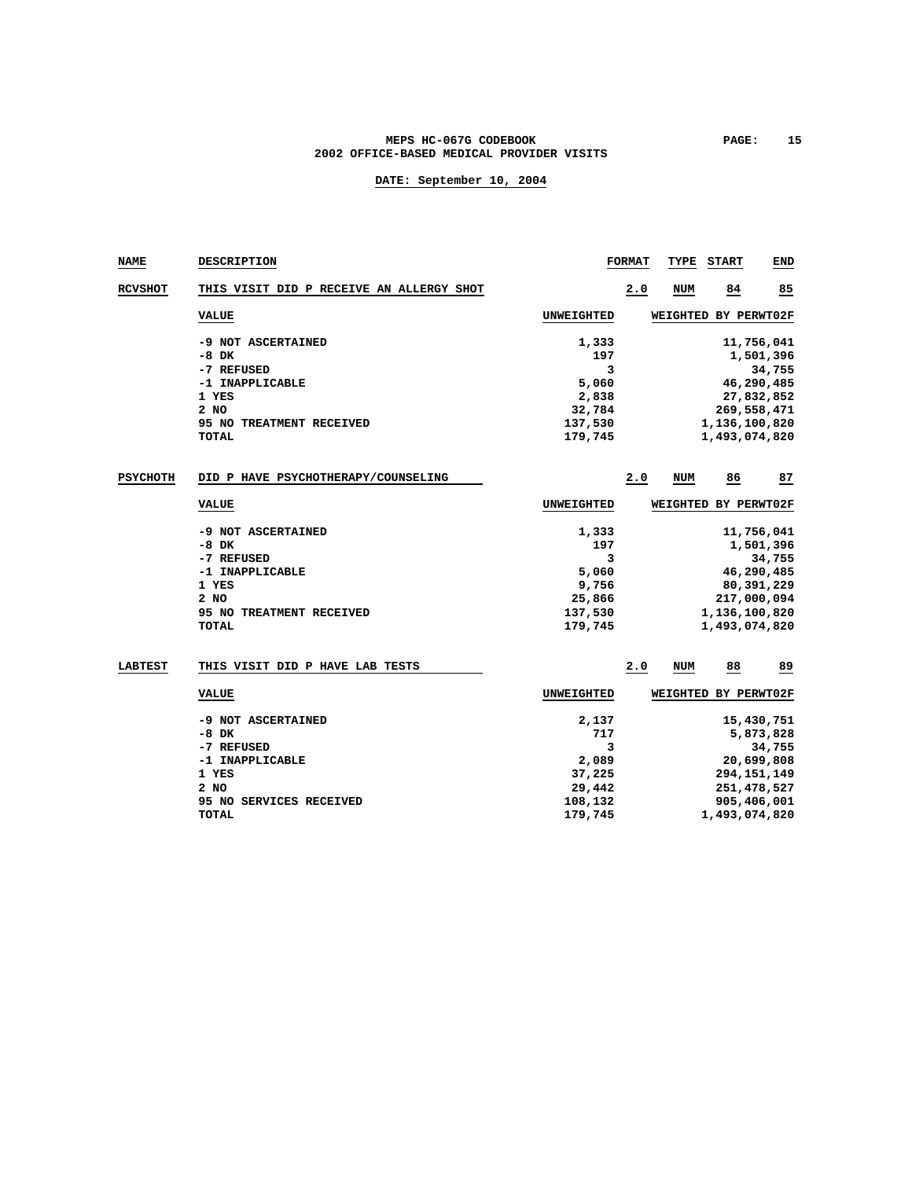| NAME | DESCRIPTION | FORMAT | TYPE | START | END |
|---|---|---|---|---|---|
| RCVSHOT | THIS VISIT DID P RECEIVE AN ALLERGY SHOT | 2.0 | NUM | 84 | 85 |

| VALUE | UNWEIGHTED | WEIGHTED BY PERWT02F |
|---|---|---|
| -9 NOT ASCERTAINED | 1,333 | 11,756,041 |
| -8 DK | 197 | 1,501,396 |
| -7 REFUSED | 3 | 34,755 |
| -1 INAPPLICABLE | 5,060 | 46,290,485 |
| 1 YES | 2,838 | 27,832,852 |
| 2 NO | 32,784 | 269,558,471 |
| 95 NO TREATMENT RECEIVED | 137,530 | 1,136,100,820 |
| TOTAL | 179,745 | 1,493,074,820 |

| NAME | DESCRIPTION | FORMAT | TYPE | START | END |
|---|---|---|---|---|---|
| PSYCHOTH | DID P HAVE PSYCHOTHERAPY/COUNSELING | 2.0 | NUM | 86 | 87 |

| VALUE | UNWEIGHTED | WEIGHTED BY PERWT02F |
|---|---|---|
| -9 NOT ASCERTAINED | 1,333 | 11,756,041 |
| -8 DK | 197 | 1,501,396 |
| -7 REFUSED | 3 | 34,755 |
| -1 INAPPLICABLE | 5,060 | 46,290,485 |
| 1 YES | 9,756 | 80,391,229 |
| 2 NO | 25,866 | 217,000,094 |
| 95 NO TREATMENT RECEIVED | 137,530 | 1,136,100,820 |
| TOTAL | 179,745 | 1,493,074,820 |

| NAME | DESCRIPTION | FORMAT | TYPE | START | END |
|---|---|---|---|---|---|
| LABTEST | THIS VISIT DID P HAVE LAB TESTS | 2.0 | NUM | 88 | 89 |

| VALUE | UNWEIGHTED | WEIGHTED BY PERWT02F |
|---|---|---|
| -9 NOT ASCERTAINED | 2,137 | 15,430,751 |
| -8 DK | 717 | 5,873,828 |
| -7 REFUSED | 3 | 34,755 |
| -1 INAPPLICABLE | 2,089 | 20,699,808 |
| 1 YES | 37,225 | 294,151,149 |
| 2 NO | 29,442 | 251,478,527 |
| 95 NO SERVICES RECEIVED | 108,132 | 905,406,001 |
| TOTAL | 179,745 | 1,493,074,820 |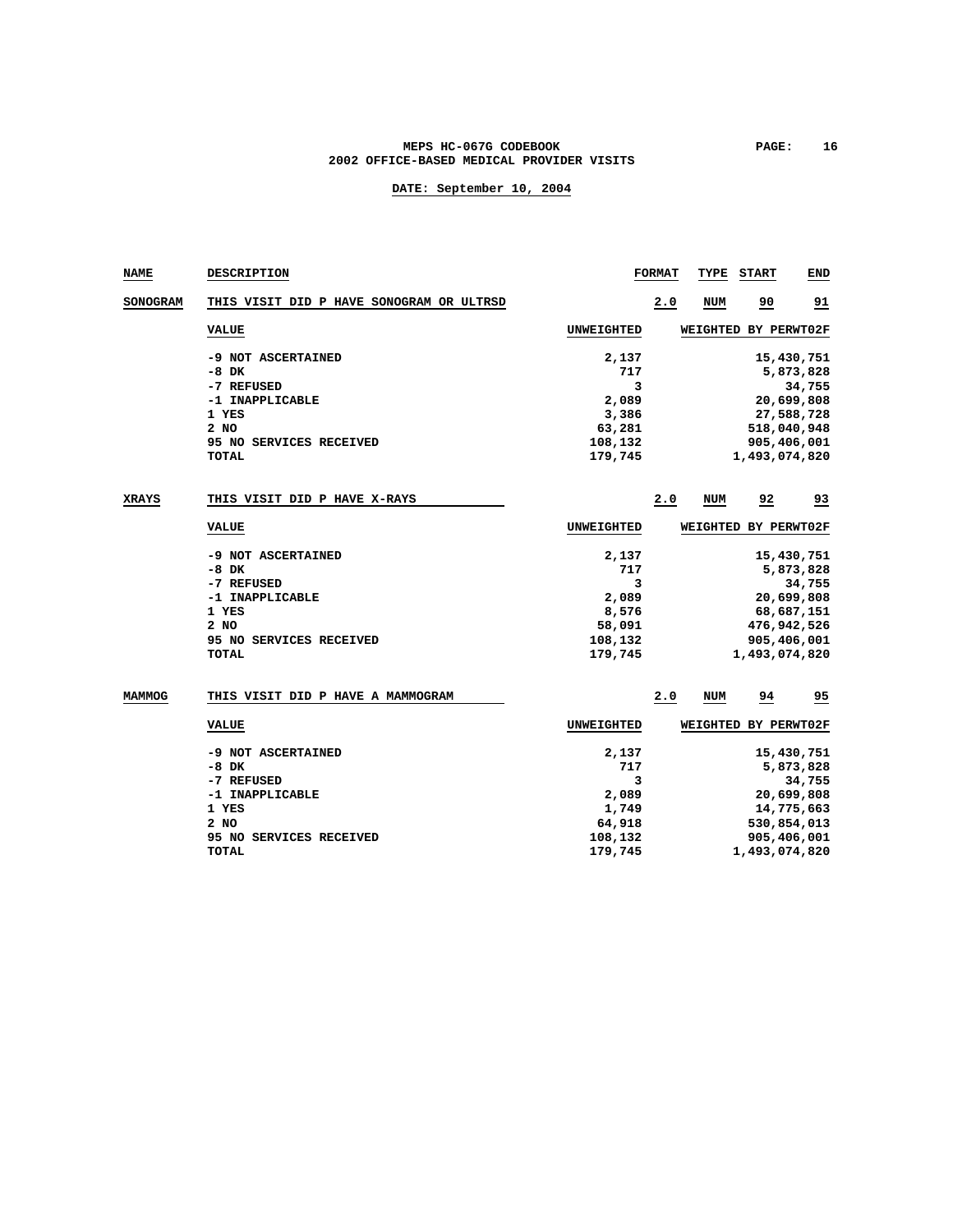MEPS HC-067G CODEBOOK
2002 OFFICE-BASED MEDICAL PROVIDER VISITS

DATE: September 10, 2004

| NAME | DESCRIPTION | FORMAT | TYPE | START | END |
|---|---|---|---|---|---|
| SONOGRAM | THIS VISIT DID P HAVE SONOGRAM OR ULTRSD | 2.0 | NUM | 90 | 91 |

| VALUE | UNWEIGHTED | WEIGHTED BY PERWT02F |
|---|---|---|
| -9 NOT ASCERTAINED | 2,137 | 15,430,751 |
| -8 DK | 717 | 5,873,828 |
| -7 REFUSED | 3 | 34,755 |
| -1 INAPPLICABLE | 2,089 | 20,699,808 |
| 1 YES | 3,386 | 27,588,728 |
| 2 NO | 63,281 | 518,040,948 |
| 95 NO SERVICES RECEIVED | 108,132 | 905,406,001 |
| TOTAL | 179,745 | 1,493,074,820 |

| NAME | DESCRIPTION | FORMAT | TYPE | START | END |
|---|---|---|---|---|---|
| XRAYS | THIS VISIT DID P HAVE X-RAYS | 2.0 | NUM | 92 | 93 |

| VALUE | UNWEIGHTED | WEIGHTED BY PERWT02F |
|---|---|---|
| -9 NOT ASCERTAINED | 2,137 | 15,430,751 |
| -8 DK | 717 | 5,873,828 |
| -7 REFUSED | 3 | 34,755 |
| -1 INAPPLICABLE | 2,089 | 20,699,808 |
| 1 YES | 8,576 | 68,687,151 |
| 2 NO | 58,091 | 476,942,526 |
| 95 NO SERVICES RECEIVED | 108,132 | 905,406,001 |
| TOTAL | 179,745 | 1,493,074,820 |

| NAME | DESCRIPTION | FORMAT | TYPE | START | END |
|---|---|---|---|---|---|
| MAMMOG | THIS VISIT DID P HAVE A MAMMOGRAM | 2.0 | NUM | 94 | 95 |

| VALUE | UNWEIGHTED | WEIGHTED BY PERWT02F |
|---|---|---|
| -9 NOT ASCERTAINED | 2,137 | 15,430,751 |
| -8 DK | 717 | 5,873,828 |
| -7 REFUSED | 3 | 34,755 |
| -1 INAPPLICABLE | 2,089 | 20,699,808 |
| 1 YES | 1,749 | 14,775,663 |
| 2 NO | 64,918 | 530,854,013 |
| 95 NO SERVICES RECEIVED | 108,132 | 905,406,001 |
| TOTAL | 179,745 | 1,493,074,820 |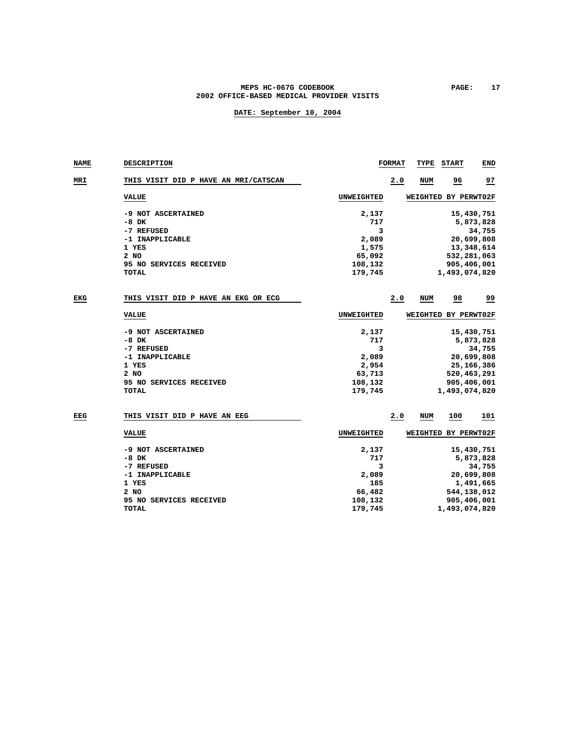| NAME | DESCRIPTION | FORMAT | TYPE | START | END |
|---|---|---|---|---|---|
| MRI | THIS VISIT DID P HAVE AN MRI/CATSCAN | 2.0 | NUM | 96 | 97 |

| VALUE | UNWEIGHTED | WEIGHTED BY PERWT02F |
|---|---|---|
| -9 NOT ASCERTAINED | 2,137 | 15,430,751 |
| -8 DK | 717 | 5,873,828 |
| -7 REFUSED | 3 | 34,755 |
| -1 INAPPLICABLE | 2,089 | 20,699,808 |
| 1 YES | 1,575 | 13,348,614 |
| 2 NO | 65,092 | 532,281,063 |
| 95 NO SERVICES RECEIVED | 108,132 | 905,406,001 |
| TOTAL | 179,745 | 1,493,074,820 |

| NAME | DESCRIPTION | FORMAT | TYPE | START | END |
|---|---|---|---|---|---|
| EKG | THIS VISIT DID P HAVE AN EKG OR ECG | 2.0 | NUM | 98 | 99 |

| VALUE | UNWEIGHTED | WEIGHTED BY PERWT02F |
|---|---|---|
| -9 NOT ASCERTAINED | 2,137 | 15,430,751 |
| -8 DK | 717 | 5,873,828 |
| -7 REFUSED | 3 | 34,755 |
| -1 INAPPLICABLE | 2,089 | 20,699,808 |
| 1 YES | 2,954 | 25,166,386 |
| 2 NO | 63,713 | 520,463,291 |
| 95 NO SERVICES RECEIVED | 108,132 | 905,406,001 |
| TOTAL | 179,745 | 1,493,074,820 |

| NAME | DESCRIPTION | FORMAT | TYPE | START | END |
|---|---|---|---|---|---|
| EEG | THIS VISIT DID P HAVE AN EEG | 2.0 | NUM | 100 | 101 |

| VALUE | UNWEIGHTED | WEIGHTED BY PERWT02F |
|---|---|---|
| -9 NOT ASCERTAINED | 2,137 | 15,430,751 |
| -8 DK | 717 | 5,873,828 |
| -7 REFUSED | 3 | 34,755 |
| -1 INAPPLICABLE | 2,089 | 20,699,808 |
| 1 YES | 185 | 1,491,665 |
| 2 NO | 66,482 | 544,138,012 |
| 95 NO SERVICES RECEIVED | 108,132 | 905,406,001 |
| TOTAL | 179,745 | 1,493,074,820 |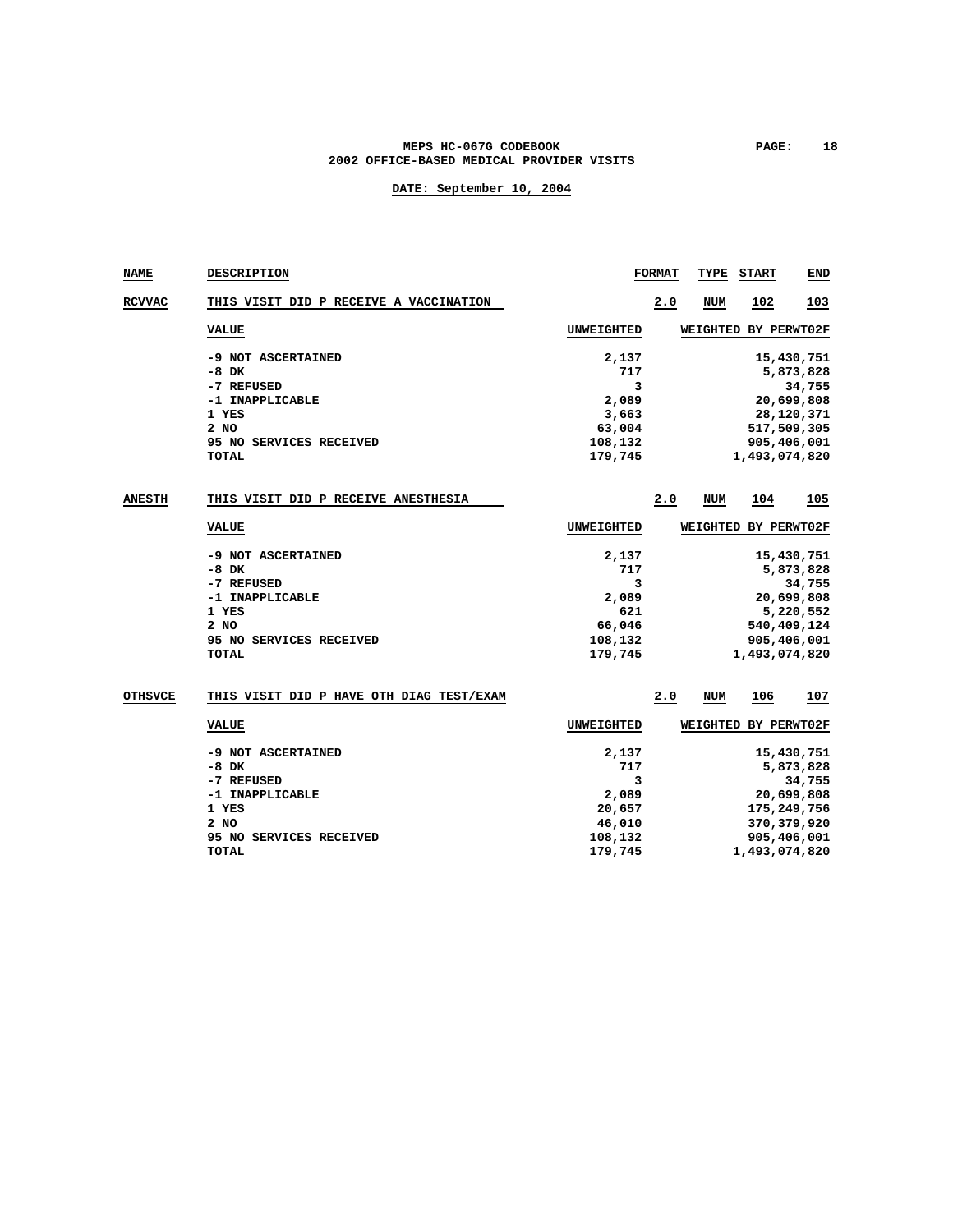| NAME | DESCRIPTION | FORMAT | TYPE | START | END |
|---|---|---|---|---|---|
| RCVVAC | THIS VISIT DID P RECEIVE A VACCINATION | 2.0 | NUM | 102 | 103 |

| VALUE | UNWEIGHTED | WEIGHTED BY PERWT02F |
|---|---|---|
| -9 NOT ASCERTAINED | 2,137 | 15,430,751 |
| -8 DK | 717 | 5,873,828 |
| -7 REFUSED | 3 | 34,755 |
| -1 INAPPLICABLE | 2,089 | 20,699,808 |
| 1 YES | 3,663 | 28,120,371 |
| 2 NO | 63,004 | 517,509,305 |
| 95 NO SERVICES RECEIVED | 108,132 | 905,406,001 |
| TOTAL | 179,745 | 1,493,074,820 |

| NAME | DESCRIPTION | FORMAT | TYPE | START | END |
|---|---|---|---|---|---|
| ANESTH | THIS VISIT DID P RECEIVE ANESTHESIA | 2.0 | NUM | 104 | 105 |

| VALUE | UNWEIGHTED | WEIGHTED BY PERWT02F |
|---|---|---|
| -9 NOT ASCERTAINED | 2,137 | 15,430,751 |
| -8 DK | 717 | 5,873,828 |
| -7 REFUSED | 3 | 34,755 |
| -1 INAPPLICABLE | 2,089 | 20,699,808 |
| 1 YES | 621 | 5,220,552 |
| 2 NO | 66,046 | 540,409,124 |
| 95 NO SERVICES RECEIVED | 108,132 | 905,406,001 |
| TOTAL | 179,745 | 1,493,074,820 |

| NAME | DESCRIPTION | FORMAT | TYPE | START | END |
|---|---|---|---|---|---|
| OTHSVCE | THIS VISIT DID P HAVE OTH DIAG TEST/EXAM | 2.0 | NUM | 106 | 107 |

| VALUE | UNWEIGHTED | WEIGHTED BY PERWT02F |
|---|---|---|
| -9 NOT ASCERTAINED | 2,137 | 15,430,751 |
| -8 DK | 717 | 5,873,828 |
| -7 REFUSED | 3 | 34,755 |
| -1 INAPPLICABLE | 2,089 | 20,699,808 |
| 1 YES | 20,657 | 175,249,756 |
| 2 NO | 46,010 | 370,379,920 |
| 95 NO SERVICES RECEIVED | 108,132 | 905,406,001 |
| TOTAL | 179,745 | 1,493,074,820 |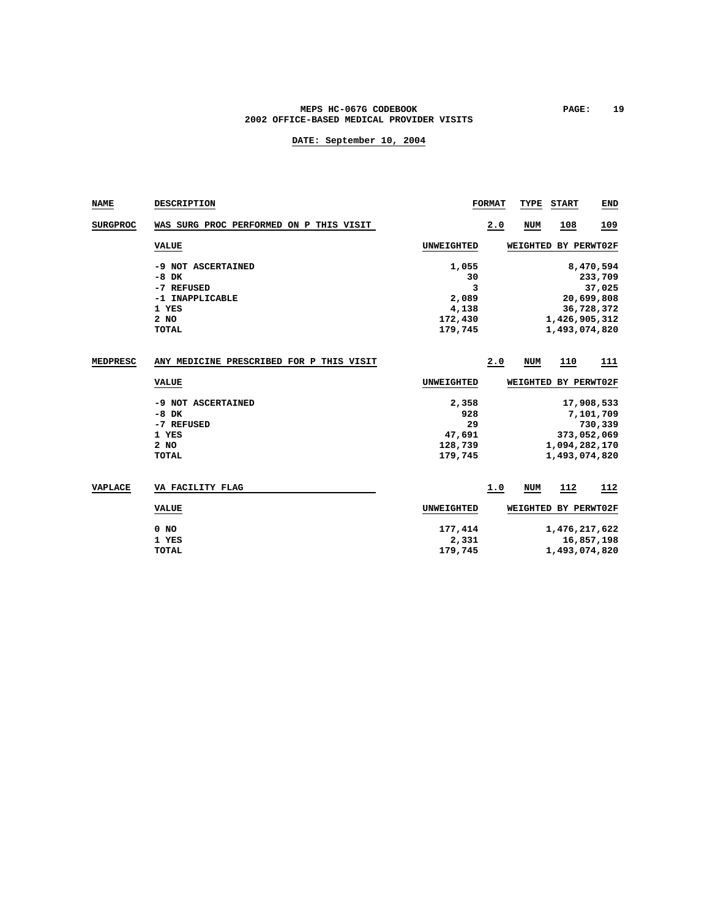| NAME | DESCRIPTION | FORMAT | TYPE | START | END |
|---|---|---|---|---|---|
| SURGPROC | WAS SURG PROC PERFORMED ON P THIS VISIT | 2.0 | NUM | 108 | 109 |

| VALUE | UNWEIGHTED | WEIGHTED BY PERWT02F |
|---|---|---|
| -9 NOT ASCERTAINED | 1,055 | 8,470,594 |
| -8 DK | 30 | 233,709 |
| -7 REFUSED | 3 | 37,025 |
| -1 INAPPLICABLE | 2,089 | 20,699,808 |
| 1 YES | 4,138 | 36,728,372 |
| 2 NO | 172,430 | 1,426,905,312 |
| TOTAL | 179,745 | 1,493,074,820 |

| NAME | DESCRIPTION | FORMAT | TYPE | START | END |
|---|---|---|---|---|---|
| MEDPRESC | ANY MEDICINE PRESCRIBED FOR P THIS VISIT | 2.0 | NUM | 110 | 111 |

| VALUE | UNWEIGHTED | WEIGHTED BY PERWT02F |
|---|---|---|
| -9 NOT ASCERTAINED | 2,358 | 17,908,533 |
| -8 DK | 928 | 7,101,709 |
| -7 REFUSED | 29 | 730,339 |
| 1 YES | 47,691 | 373,052,069 |
| 2 NO | 128,739 | 1,094,282,170 |
| TOTAL | 179,745 | 1,493,074,820 |

| NAME | DESCRIPTION | FORMAT | TYPE | START | END |
|---|---|---|---|---|---|
| VAPLACE | VA FACILITY FLAG | 1.0 | NUM | 112 | 112 |

| VALUE | UNWEIGHTED | WEIGHTED BY PERWT02F |
|---|---|---|
| 0 NO | 177,414 | 1,476,217,622 |
| 1 YES | 2,331 | 16,857,198 |
| TOTAL | 179,745 | 1,493,074,820 |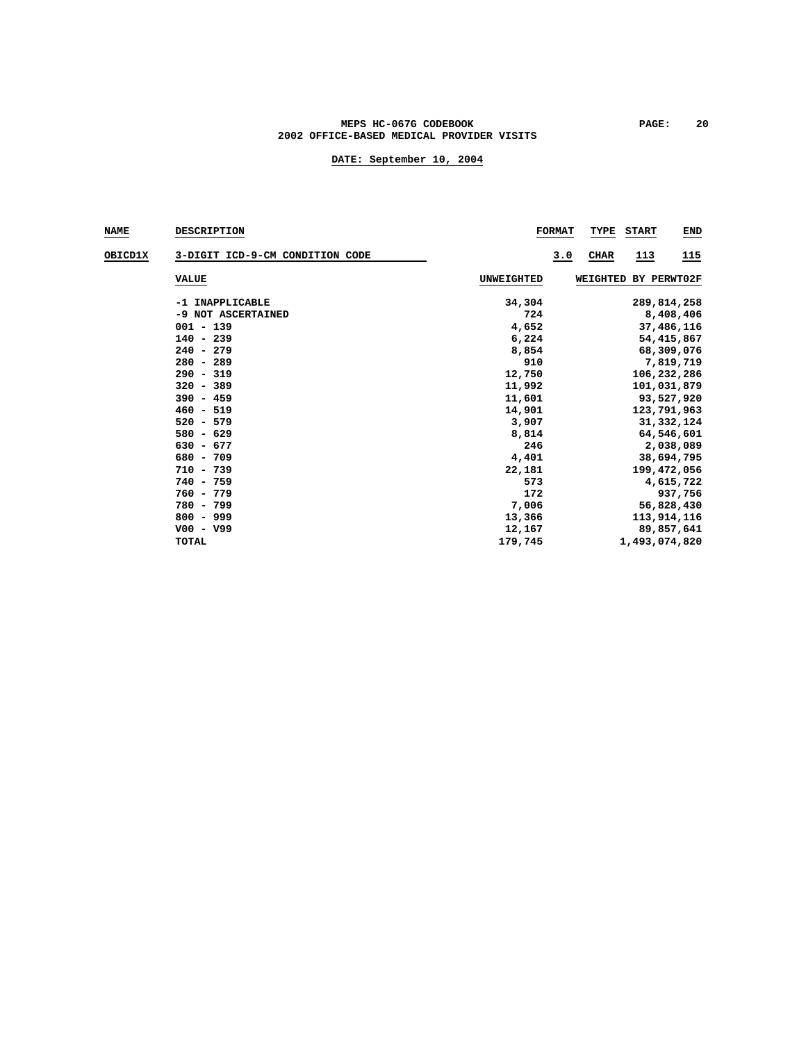MEPS HC-067G CODEBOOK
2002 OFFICE-BASED MEDICAL PROVIDER VISITS

DATE: September 10, 2004

| NAME | DESCRIPTION | FORMAT | TYPE | START | END |
|---|---|---|---|---|---|
| OBICD1X | 3-DIGIT ICD-9-CM CONDITION CODE | 3.0 | CHAR | 113 | 115 |

| VALUE | UNWEIGHTED | WEIGHTED BY PERWT02F |
|---|---|---|
| -1 INAPPLICABLE | 34,304 | 289,814,258 |
| -9 NOT ASCERTAINED | 724 | 8,408,406 |
| 001 - 139 | 4,652 | 37,486,116 |
| 140 - 239 | 6,224 | 54,415,867 |
| 240 - 279 | 8,854 | 68,309,076 |
| 280 - 289 | 910 | 7,819,719 |
| 290 - 319 | 12,750 | 106,232,286 |
| 320 - 389 | 11,992 | 101,031,879 |
| 390 - 459 | 11,601 | 93,527,920 |
| 460 - 519 | 14,901 | 123,791,963 |
| 520 - 579 | 3,907 | 31,332,124 |
| 580 - 629 | 8,814 | 64,546,601 |
| 630 - 677 | 246 | 2,038,089 |
| 680 - 709 | 4,401 | 38,694,795 |
| 710 - 739 | 22,181 | 199,472,056 |
| 740 - 759 | 573 | 4,615,722 |
| 760 - 779 | 172 | 937,756 |
| 780 - 799 | 7,006 | 56,828,430 |
| 800 - 999 | 13,366 | 113,914,116 |
| V00 - V99 | 12,167 | 89,857,641 |
| TOTAL | 179,745 | 1,493,074,820 |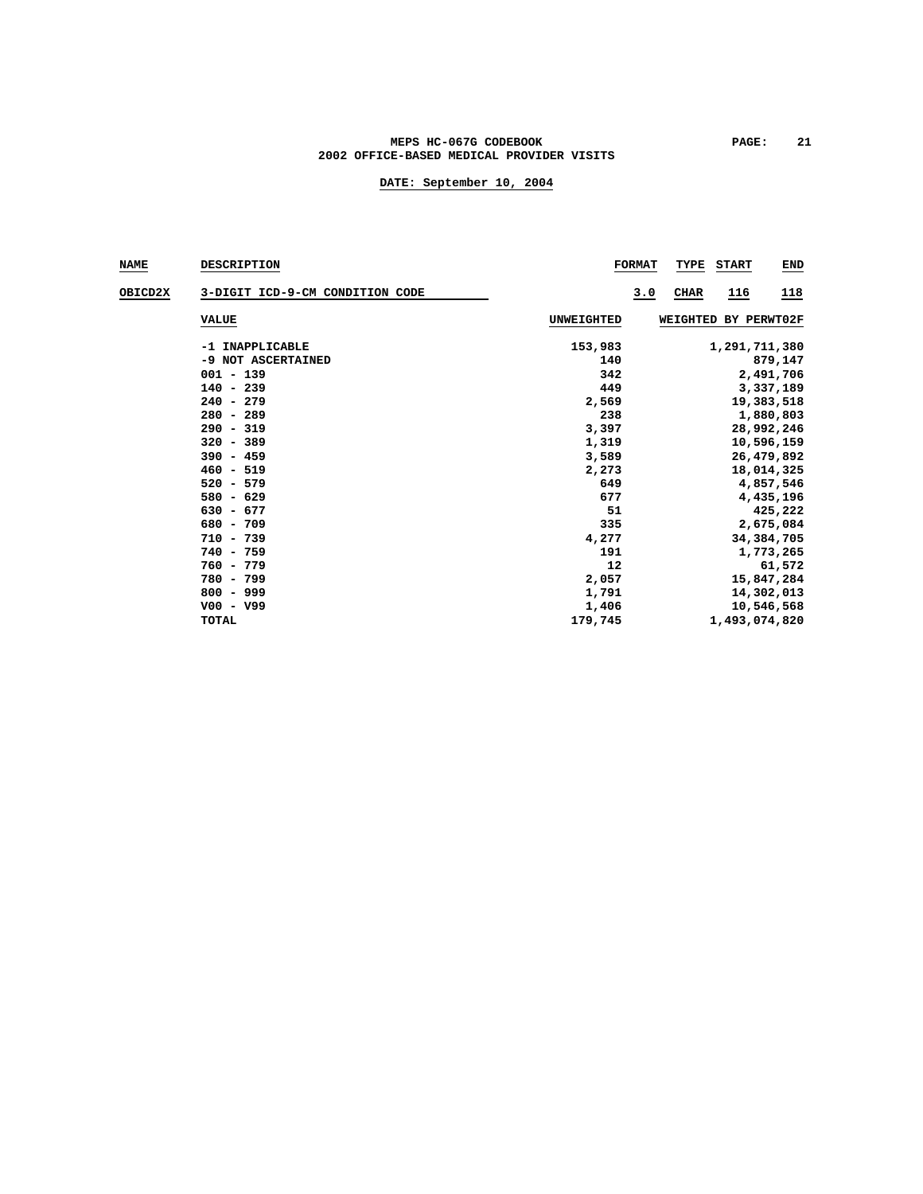| NAME | DESCRIPTION | FORMAT | TYPE | START | END |
|---|---|---|---|---|---|
| OBICD2X | 3-DIGIT ICD-9-CM CONDITION CODE | 3.0 | CHAR | 116 | 118 |

| VALUE | UNWEIGHTED | WEIGHTED BY PERWT02F |
|---|---|---|
| -1 INAPPLICABLE | 153,983 | 1,291,711,380 |
| -9 NOT ASCERTAINED | 140 | 879,147 |
| 001 - 139 | 342 | 2,491,706 |
| 140 - 239 | 449 | 3,337,189 |
| 240 - 279 | 2,569 | 19,383,518 |
| 280 - 289 | 238 | 1,880,803 |
| 290 - 319 | 3,397 | 28,992,246 |
| 320 - 389 | 1,319 | 10,596,159 |
| 390 - 459 | 3,589 | 26,479,892 |
| 460 - 519 | 2,273 | 18,014,325 |
| 520 - 579 | 649 | 4,857,546 |
| 580 - 629 | 677 | 4,435,196 |
| 630 - 677 | 51 | 425,222 |
| 680 - 709 | 335 | 2,675,084 |
| 710 - 739 | 4,277 | 34,384,705 |
| 740 - 759 | 191 | 1,773,265 |
| 760 - 779 | 12 | 61,572 |
| 780 - 799 | 2,057 | 15,847,284 |
| 800 - 999 | 1,791 | 14,302,013 |
| V00 - V99 | 1,406 | 10,546,568 |
| TOTAL | 179,745 | 1,493,074,820 |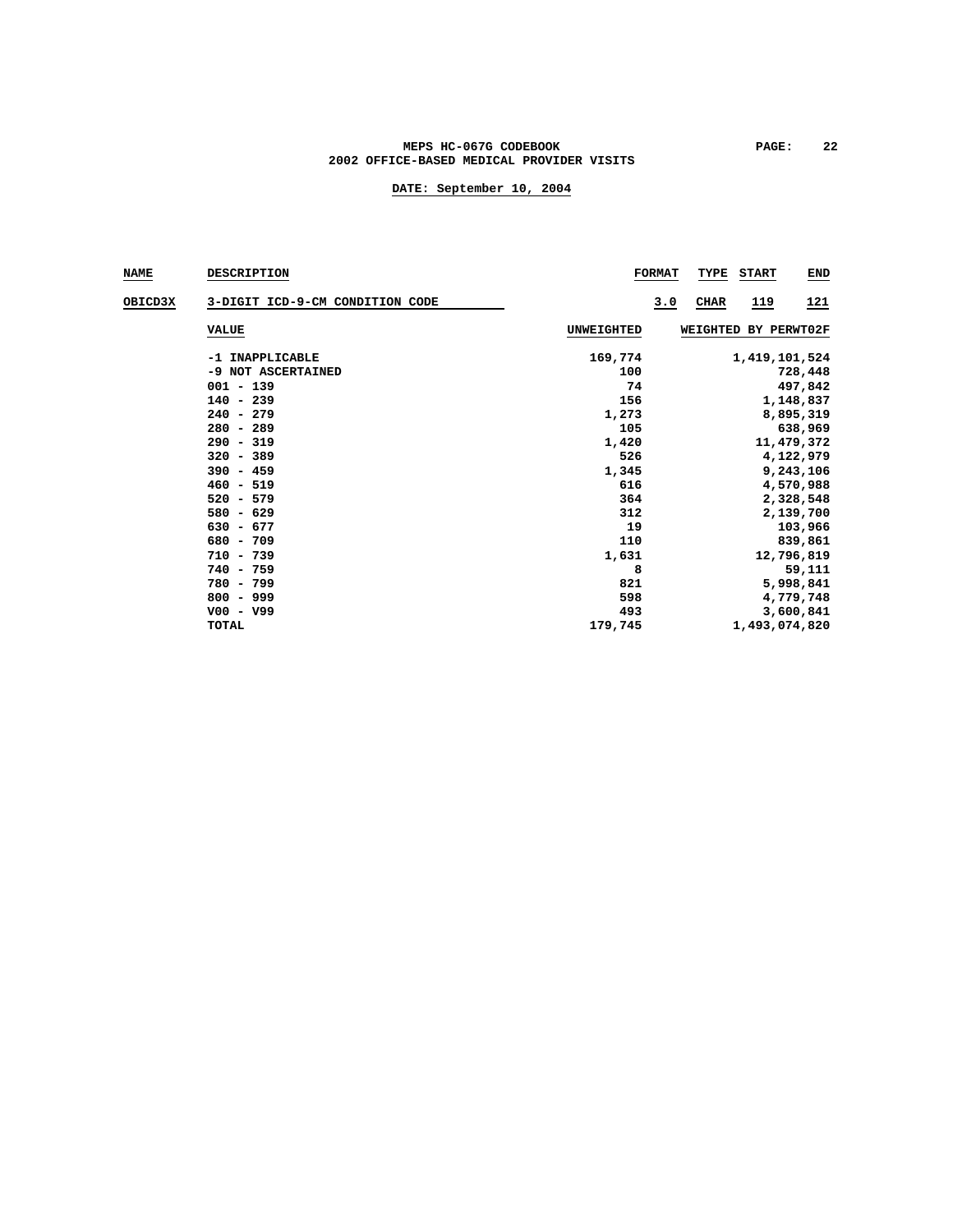| NAME | DESCRIPTION | FORMAT | TYPE | START | END |
|---|---|---|---|---|---|
| OBICD3X | 3-DIGIT ICD-9-CM CONDITION CODE | 3.0 | CHAR | 119 | 121 |

| VALUE | UNWEIGHTED | WEIGHTED BY PERWT02F |
|---|---|---|
| -1 INAPPLICABLE | 169,774 | 1,419,101,524 |
| -9 NOT ASCERTAINED | 100 | 728,448 |
| 001 - 139 | 74 | 497,842 |
| 140 - 239 | 156 | 1,148,837 |
| 240 - 279 | 1,273 | 8,895,319 |
| 280 - 289 | 105 | 638,969 |
| 290 - 319 | 1,420 | 11,479,372 |
| 320 - 389 | 526 | 4,122,979 |
| 390 - 459 | 1,345 | 9,243,106 |
| 460 - 519 | 616 | 4,570,988 |
| 520 - 579 | 364 | 2,328,548 |
| 580 - 629 | 312 | 2,139,700 |
| 630 - 677 | 19 | 103,966 |
| 680 - 709 | 110 | 839,861 |
| 710 - 739 | 1,631 | 12,796,819 |
| 740 - 759 | 8 | 59,111 |
| 780 - 799 | 821 | 5,998,841 |
| 800 - 999 | 598 | 4,779,748 |
| V00 - V99 | 493 | 3,600,841 |
| TOTAL | 179,745 | 1,493,074,820 |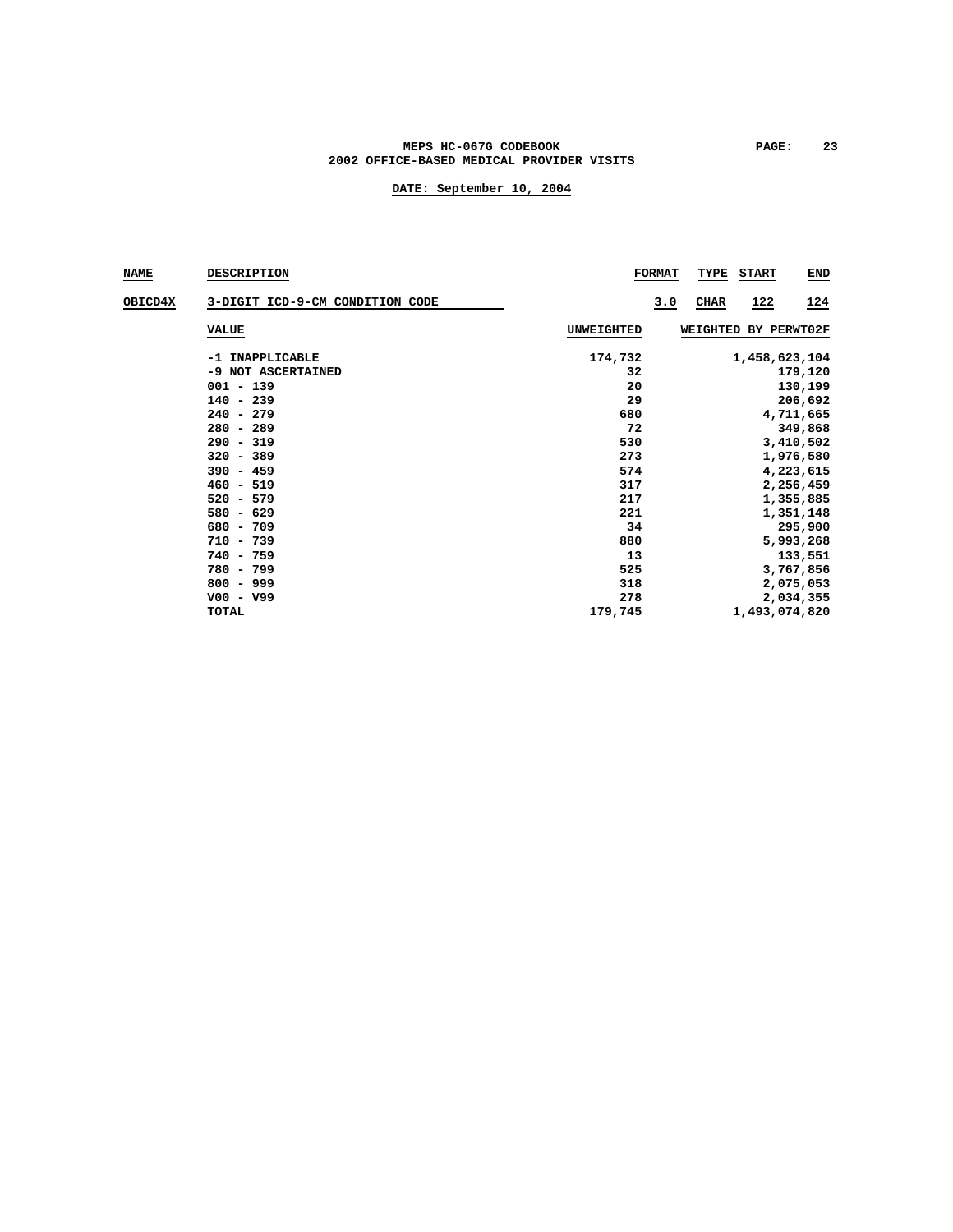| NAME | DESCRIPTION | FORMAT | TYPE | START | END |
|---|---|---|---|---|---|
| OBICD4X | 3-DIGIT ICD-9-CM CONDITION CODE | 3.0 | CHAR | 122 | 124 |

| VALUE | UNWEIGHTED | WEIGHTED BY PERWT02F |
|---|---|---|
| -1 INAPPLICABLE | 174,732 | 1,458,623,104 |
| -9 NOT ASCERTAINED | 32 | 179,120 |
| 001 - 139 | 20 | 130,199 |
| 140 - 239 | 29 | 206,692 |
| 240 - 279 | 680 | 4,711,665 |
| 280 - 289 | 72 | 349,868 |
| 290 - 319 | 530 | 3,410,502 |
| 320 - 389 | 273 | 1,976,580 |
| 390 - 459 | 574 | 4,223,615 |
| 460 - 519 | 317 | 2,256,459 |
| 520 - 579 | 217 | 1,355,885 |
| 580 - 629 | 221 | 1,351,148 |
| 680 - 709 | 34 | 295,900 |
| 710 - 739 | 880 | 5,993,268 |
| 740 - 759 | 13 | 133,551 |
| 780 - 799 | 525 | 3,767,856 |
| 800 - 999 | 318 | 2,075,053 |
| V00 - V99 | 278 | 2,034,355 |
| TOTAL | 179,745 | 1,493,074,820 |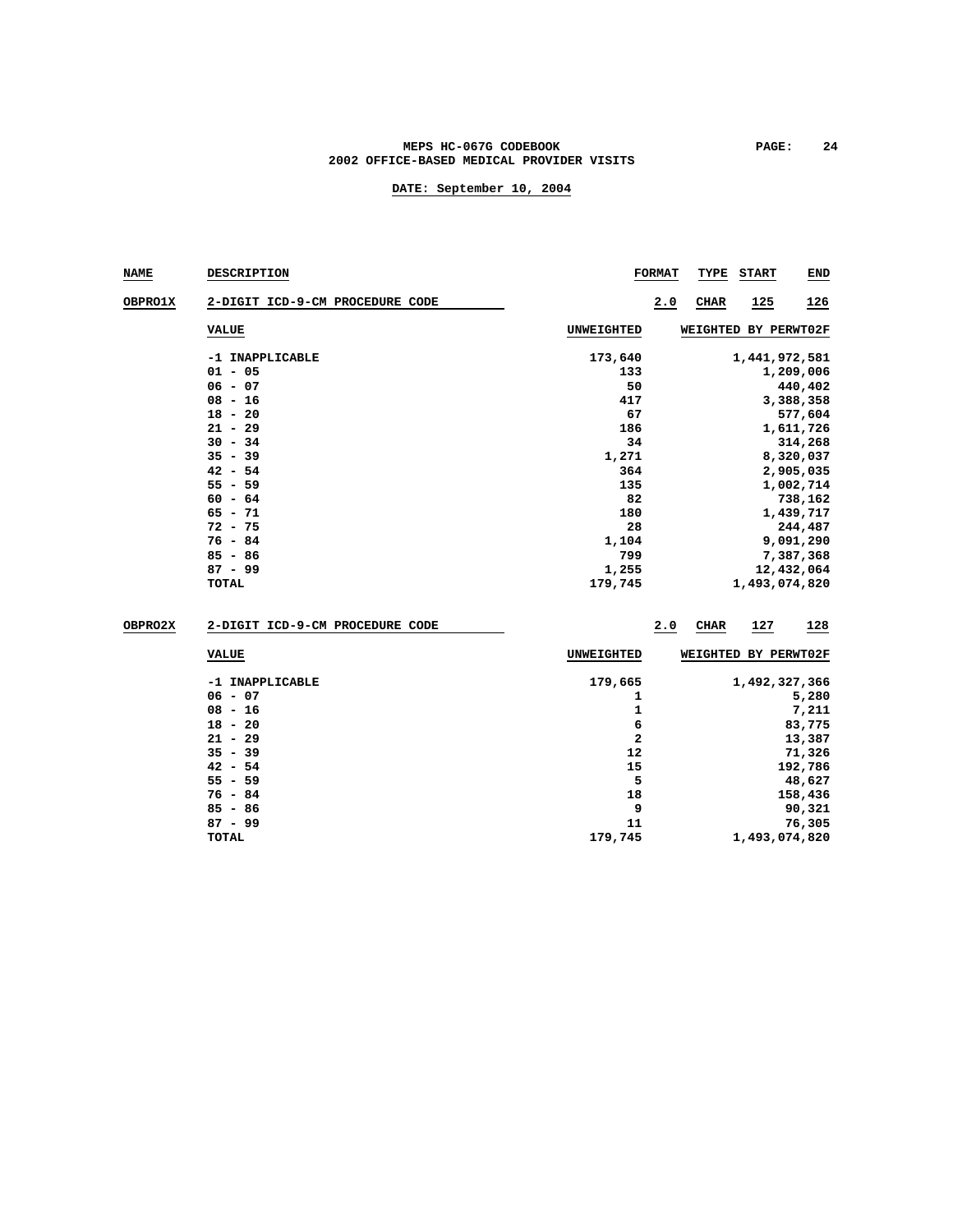MEPS HC-067G CODEBOOK

2002 OFFICE-BASED MEDICAL PROVIDER VISITS

DATE: September 10, 2004

| NAME | DESCRIPTION | FORMAT | TYPE | START | END |
|---|---|---|---|---|---|
| OBPRO1X | 2-DIGIT ICD-9-CM PROCEDURE CODE | 2.0 | CHAR | 125 | 126 |

| VALUE | UNWEIGHTED | WEIGHTED BY PERWT02F |
|---|---|---|
| -1 INAPPLICABLE | 173,640 | 1,441,972,581 |
| 01 - 05 | 133 | 1,209,006 |
| 06 - 07 | 50 | 440,402 |
| 08 - 16 | 417 | 3,388,358 |
| 18 - 20 | 67 | 577,604 |
| 21 - 29 | 186 | 1,611,726 |
| 30 - 34 | 34 | 314,268 |
| 35 - 39 | 1,271 | 8,320,037 |
| 42 - 54 | 364 | 2,905,035 |
| 55 - 59 | 135 | 1,002,714 |
| 60 - 64 | 82 | 738,162 |
| 65 - 71 | 180 | 1,439,717 |
| 72 - 75 | 28 | 244,487 |
| 76 - 84 | 1,104 | 9,091,290 |
| 85 - 86 | 799 | 7,387,368 |
| 87 - 99 | 1,255 | 12,432,064 |
| TOTAL | 179,745 | 1,493,074,820 |

| NAME | DESCRIPTION | FORMAT | TYPE | START | END |
|---|---|---|---|---|---|
| OBPRO2X | 2-DIGIT ICD-9-CM PROCEDURE CODE | 2.0 | CHAR | 127 | 128 |

| VALUE | UNWEIGHTED | WEIGHTED BY PERWT02F |
|---|---|---|
| -1 INAPPLICABLE | 179,665 | 1,492,327,366 |
| 06 - 07 | 1 | 5,280 |
| 08 - 16 | 1 | 7,211 |
| 18 - 20 | 6 | 83,775 |
| 21 - 29 | 2 | 13,387 |
| 35 - 39 | 12 | 71,326 |
| 42 - 54 | 15 | 192,786 |
| 55 - 59 | 5 | 48,627 |
| 76 - 84 | 18 | 158,436 |
| 85 - 86 | 9 | 90,321 |
| 87 - 99 | 11 | 76,305 |
| TOTAL | 179,745 | 1,493,074,820 |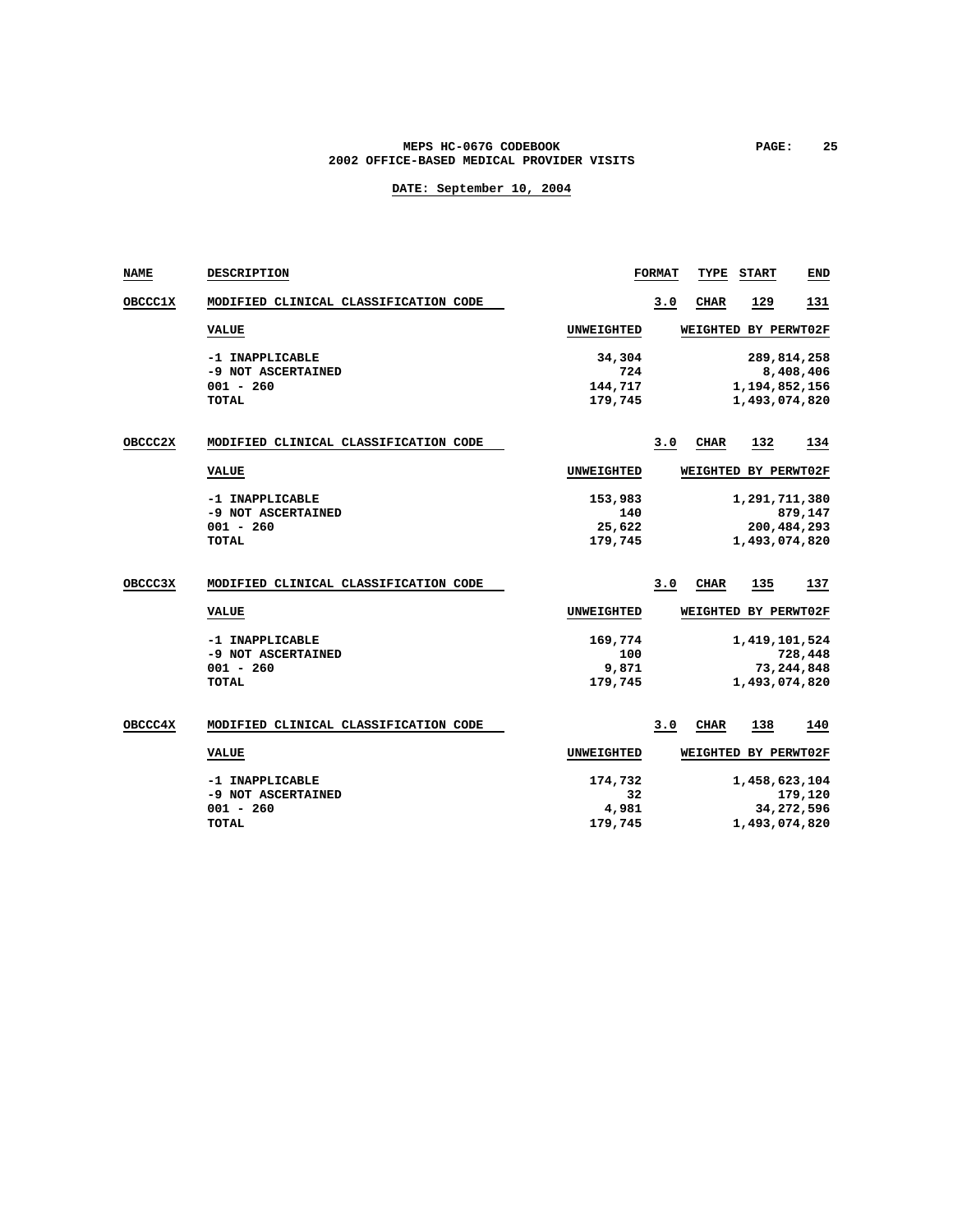# MEPS HC-067G CODEBOOK
## 2002 OFFICE-BASED MEDICAL PROVIDER VISITS

**DATE: September 10, 2004**

| NAME | DESCRIPTION | FORMAT | TYPE | START | END |
|---|---|---|---|---|---|
| OBCCC1X | MODIFIED CLINICAL CLASSIFICATION CODE | 3.0 | CHAR | 129 | 131 |

| VALUE | UNWEIGHTED | WEIGHTED BY PERWT02F |
|---|---|---|
| -1 INAPPLICABLE | 34,304 | 289,814,258 |
| -9 NOT ASCERTAINED | 724 | 8,408,406 |
| 001 - 260 | 144,717 | 1,194,852,156 |
| TOTAL | 179,745 | 1,493,074,820 |

| NAME | DESCRIPTION | FORMAT | TYPE | START | END |
|---|---|---|---|---|---|
| OBCCC2X | MODIFIED CLINICAL CLASSIFICATION CODE | 3.0 | CHAR | 132 | 134 |

| VALUE | UNWEIGHTED | WEIGHTED BY PERWT02F |
|---|---|---|
| -1 INAPPLICABLE | 153,983 | 1,291,711,380 |
| -9 NOT ASCERTAINED | 140 | 879,147 |
| 001 - 260 | 25,622 | 200,484,293 |
| TOTAL | 179,745 | 1,493,074,820 |

| NAME | DESCRIPTION | FORMAT | TYPE | START | END |
|---|---|---|---|---|---|
| OBCCC3X | MODIFIED CLINICAL CLASSIFICATION CODE | 3.0 | CHAR | 135 | 137 |

| VALUE | UNWEIGHTED | WEIGHTED BY PERWT02F |
|---|---|---|
| -1 INAPPLICABLE | 169,774 | 1,419,101,524 |
| -9 NOT ASCERTAINED | 100 | 728,448 |
| 001 - 260 | 9,871 | 73,244,848 |
| TOTAL | 179,745 | 1,493,074,820 |

| NAME | DESCRIPTION | FORMAT | TYPE | START | END |
|---|---|---|---|---|---|
| OBCCC4X | MODIFIED CLINICAL CLASSIFICATION CODE | 3.0 | CHAR | 138 | 140 |

| VALUE | UNWEIGHTED | WEIGHTED BY PERWT02F |
|---|---|---|
| -1 INAPPLICABLE | 174,732 | 1,458,623,104 |
| -9 NOT ASCERTAINED | 32 | 179,120 |
| 001 - 260 | 4,981 | 34,272,596 |
| TOTAL | 179,745 | 1,493,074,820 |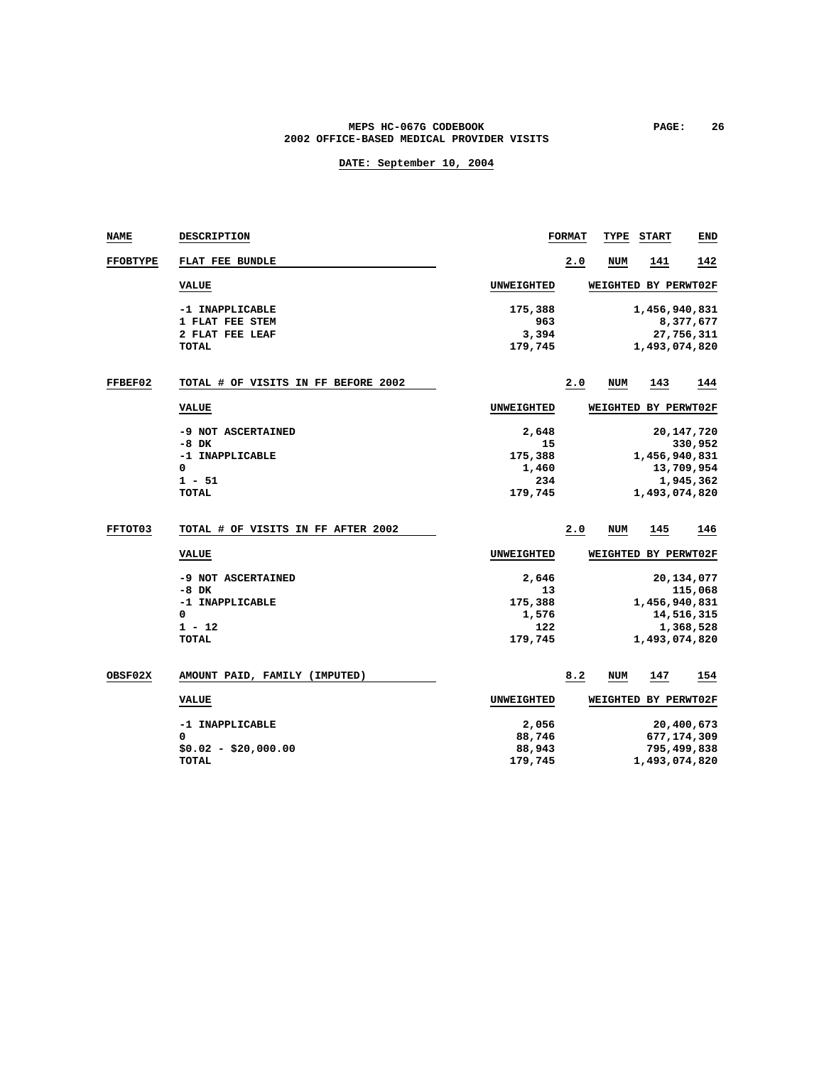| NAME | DESCRIPTION | FORMAT | TYPE | START | END |
|---|---|---|---|---|---|
| FFOBTYPE | FLAT FEE BUNDLE | 2.0 | NUM | 141 | 142 |

| VALUE | UNWEIGHTED | WEIGHTED BY PERWT02F |
|---|---|---|
| -1 INAPPLICABLE | 175,388 | 1,456,940,831 |
| 1 FLAT FEE STEM | 963 | 8,377,677 |
| 2 FLAT FEE LEAF | 3,394 | 27,756,311 |
| TOTAL | 179,745 | 1,493,074,820 |

| NAME | DESCRIPTION | FORMAT | TYPE | START | END |
|---|---|---|---|---|---|
| FFBEF02 | TOTAL # OF VISITS IN FF BEFORE 2002 | 2.0 | NUM | 143 | 144 |

| VALUE | UNWEIGHTED | WEIGHTED BY PERWT02F |
|---|---|---|
| -9 NOT ASCERTAINED | 2,648 | 20,147,720 |
| -8 DK | 15 | 330,952 |
| -1 INAPPLICABLE | 175,388 | 1,456,940,831 |
| 0 | 1,460 | 13,709,954 |
| 1 - 51 | 234 | 1,945,362 |
| TOTAL | 179,745 | 1,493,074,820 |

| NAME | DESCRIPTION | FORMAT | TYPE | START | END |
|---|---|---|---|---|---|
| FFTOT03 | TOTAL # OF VISITS IN FF AFTER 2002 | 2.0 | NUM | 145 | 146 |

| VALUE | UNWEIGHTED | WEIGHTED BY PERWT02F |
|---|---|---|
| -9 NOT ASCERTAINED | 2,646 | 20,134,077 |
| -8 DK | 13 | 115,068 |
| -1 INAPPLICABLE | 175,388 | 1,456,940,831 |
| 0 | 1,576 | 14,516,315 |
| 1 - 12 | 122 | 1,368,528 |
| TOTAL | 179,745 | 1,493,074,820 |

| NAME | DESCRIPTION | FORMAT | TYPE | START | END |
|---|---|---|---|---|---|
| OBSF02X | AMOUNT PAID, FAMILY (IMPUTED) | 8.2 | NUM | 147 | 154 |

| VALUE | UNWEIGHTED | WEIGHTED BY PERWT02F |
|---|---|---|
| -1 INAPPLICABLE | 2,056 | 20,400,673 |
| 0 | 88,746 | 677,174,309 |
| $0.02 - $20,000.00 | 88,943 | 795,499,838 |
| TOTAL | 179,745 | 1,493,074,820 |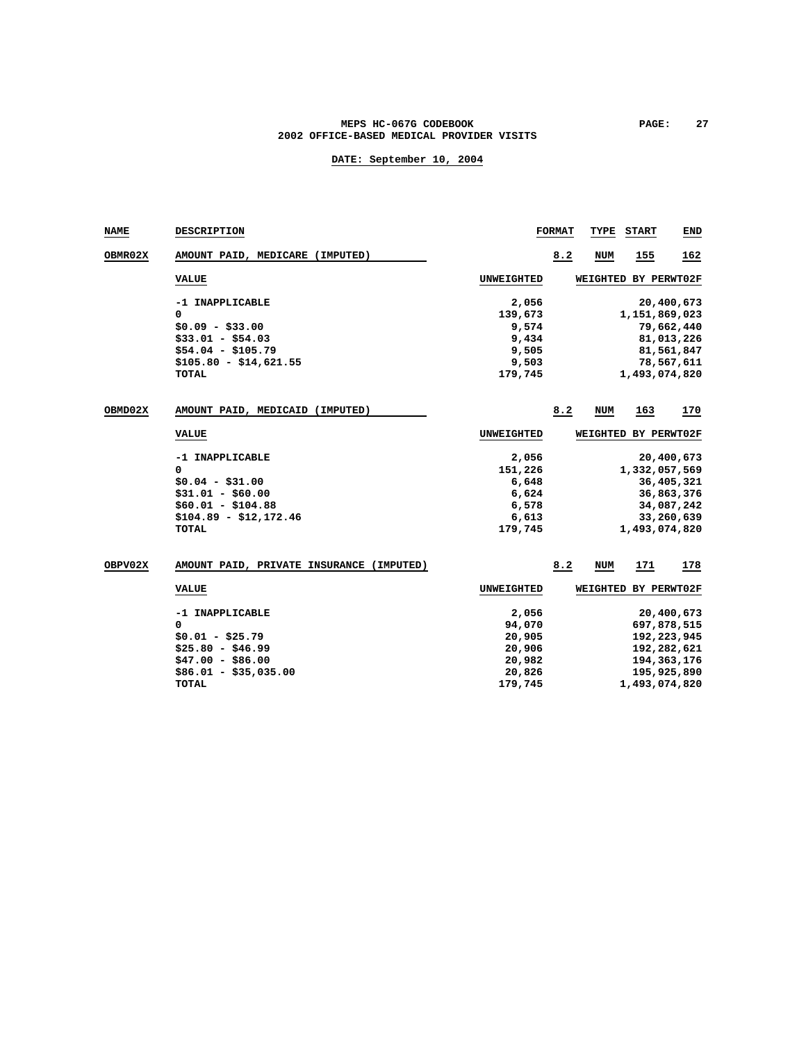| NAME | DESCRIPTION | FORMAT | TYPE | START | END |
|---|---|---|---|---|---|
| OBMR02X | AMOUNT PAID, MEDICARE (IMPUTED) | 8.2 | NUM | 155 | 162 |

| VALUE | UNWEIGHTED | WEIGHTED BY PERWT02F |
|---|---|---|
| -1 INAPPLICABLE | 2,056 | 20,400,673 |
| 0 | 139,673 | 1,151,869,023 |
| $0.09 - $33.00 | 9,574 | 79,662,440 |
| $33.01 - $54.03 | 9,434 | 81,013,226 |
| $54.04 - $105.79 | 9,505 | 81,561,847 |
| $105.80 - $14,621.55 | 9,503 | 78,567,611 |
| TOTAL | 179,745 | 1,493,074,820 |

| NAME | DESCRIPTION | FORMAT | TYPE | START | END |
|---|---|---|---|---|---|
| OBMD02X | AMOUNT PAID, MEDICAID (IMPUTED) | 8.2 | NUM | 163 | 170 |

| VALUE | UNWEIGHTED | WEIGHTED BY PERWT02F |
|---|---|---|
| -1 INAPPLICABLE | 2,056 | 20,400,673 |
| 0 | 151,226 | 1,332,057,569 |
| $0.04 - $31.00 | 6,648 | 36,405,321 |
| $31.01 - $60.00 | 6,624 | 36,863,376 |
| $60.01 - $104.88 | 6,578 | 34,087,242 |
| $104.89 - $12,172.46 | 6,613 | 33,260,639 |
| TOTAL | 179,745 | 1,493,074,820 |

| NAME | DESCRIPTION | FORMAT | TYPE | START | END |
|---|---|---|---|---|---|
| OBPV02X | AMOUNT PAID, PRIVATE INSURANCE (IMPUTED) | 8.2 | NUM | 171 | 178 |

| VALUE | UNWEIGHTED | WEIGHTED BY PERWT02F |
|---|---|---|
| -1 INAPPLICABLE | 2,056 | 20,400,673 |
| 0 | 94,070 | 697,878,515 |
| $0.01 - $25.79 | 20,905 | 192,223,945 |
| $25.80 - $46.99 | 20,906 | 192,282,621 |
| $47.00 - $86.00 | 20,982 | 194,363,176 |
| $86.01 - $35,035.00 | 20,826 | 195,925,890 |
| TOTAL | 179,745 | 1,493,074,820 |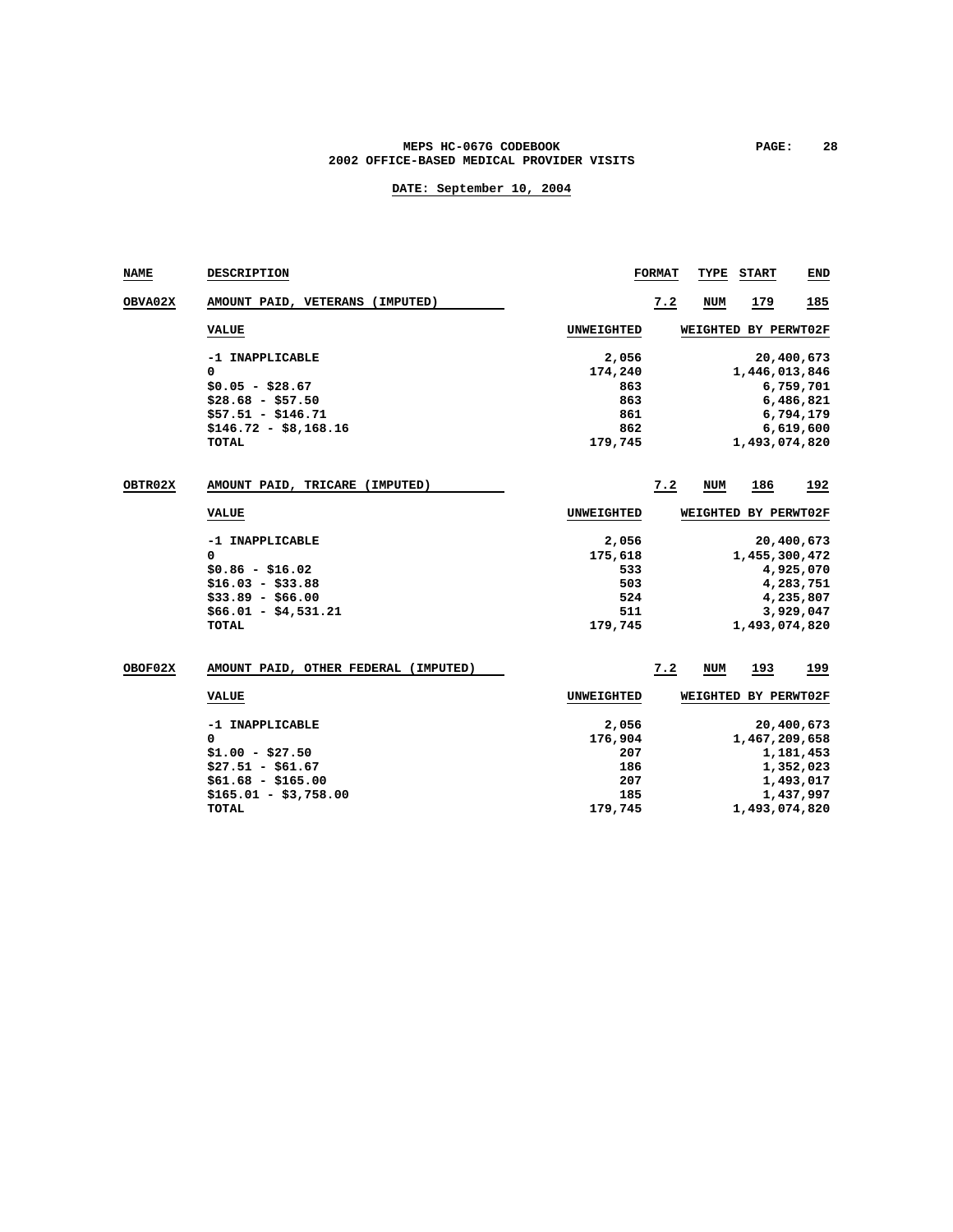| NAME | DESCRIPTION | FORMAT | TYPE | START | END |
|---|---|---|---|---|---|
| OBVA02X | AMOUNT PAID, VETERANS (IMPUTED) | 7.2 | NUM | 179 | 185 |

| VALUE | UNWEIGHTED | WEIGHTED BY PERWT02F |
|---|---|---|
| -1 INAPPLICABLE | 2,056 | 20,400,673 |
| 0 | 174,240 | 1,446,013,846 |
| $0.05 - $28.67 | 863 | 6,759,701 |
| $28.68 - $57.50 | 863 | 6,486,821 |
| $57.51 - $146.71 | 861 | 6,794,179 |
| $146.72 - $8,168.16 | 862 | 6,619,600 |
| TOTAL | 179,745 | 1,493,074,820 |

| NAME | DESCRIPTION | FORMAT | TYPE | START | END |
|---|---|---|---|---|---|
| OBTR02X | AMOUNT PAID, TRICARE (IMPUTED) | 7.2 | NUM | 186 | 192 |

| VALUE | UNWEIGHTED | WEIGHTED BY PERWT02F |
|---|---|---|
| -1 INAPPLICABLE | 2,056 | 20,400,673 |
| 0 | 175,618 | 1,455,300,472 |
| $0.86 - $16.02 | 533 | 4,925,070 |
| $16.03 - $33.88 | 503 | 4,283,751 |
| $33.89 - $66.00 | 524 | 4,235,807 |
| $66.01 - $4,531.21 | 511 | 3,929,047 |
| TOTAL | 179,745 | 1,493,074,820 |

| NAME | DESCRIPTION | FORMAT | TYPE | START | END |
|---|---|---|---|---|---|
| OBOF02X | AMOUNT PAID, OTHER FEDERAL (IMPUTED) | 7.2 | NUM | 193 | 199 |

| VALUE | UNWEIGHTED | WEIGHTED BY PERWT02F |
|---|---|---|
| -1 INAPPLICABLE | 2,056 | 20,400,673 |
| 0 | 176,904 | 1,467,209,658 |
| $1.00 - $27.50 | 207 | 1,181,453 |
| $27.51 - $61.67 | 186 | 1,352,023 |
| $61.68 - $165.00 | 207 | 1,493,017 |
| $165.01 - $3,758.00 | 185 | 1,437,997 |
| TOTAL | 179,745 | 1,493,074,820 |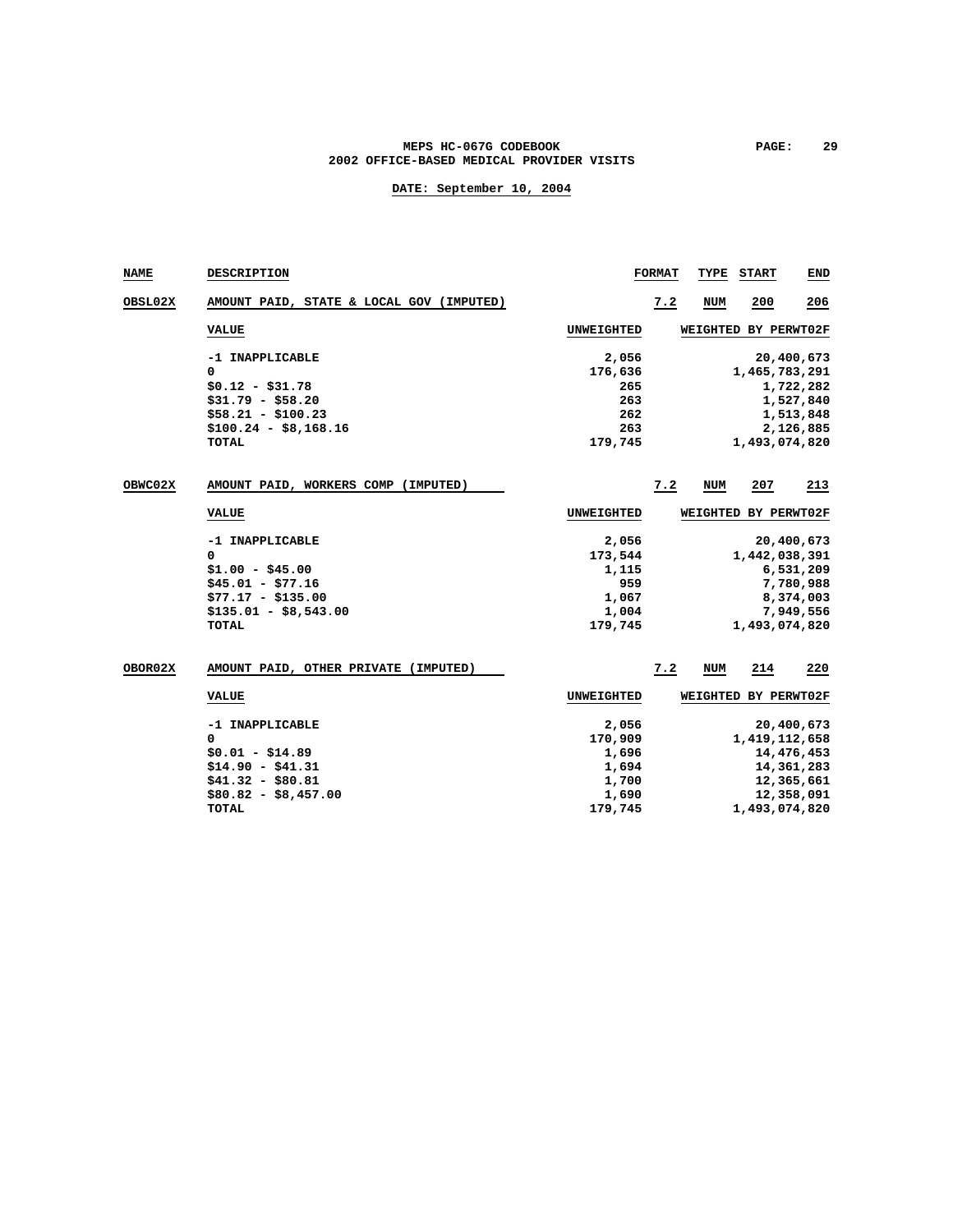MEPS HC-067G CODEBOOK
2002 OFFICE-BASED MEDICAL PROVIDER VISITS

DATE: September 10, 2004

| NAME | DESCRIPTION | FORMAT | TYPE | START | END |
|---|---|---|---|---|---|
| OBSL02X | AMOUNT PAID, STATE & LOCAL GOV (IMPUTED) | 7.2 | NUM | 200 | 206 |

| VALUE | UNWEIGHTED | WEIGHTED BY PERWT02F |
|---|---|---|
| -1 INAPPLICABLE | 2,056 | 20,400,673 |
| 0 | 176,636 | 1,465,783,291 |
| $0.12 - $31.78 | 265 | 1,722,282 |
| $31.79 - $58.20 | 263 | 1,527,840 |
| $58.21 - $100.23 | 262 | 1,513,848 |
| $100.24 - $8,168.16 | 263 | 2,126,885 |
| TOTAL | 179,745 | 1,493,074,820 |

| NAME | DESCRIPTION | FORMAT | TYPE | START | END |
|---|---|---|---|---|---|
| OBWC02X | AMOUNT PAID, WORKERS COMP (IMPUTED) | 7.2 | NUM | 207 | 213 |

| VALUE | UNWEIGHTED | WEIGHTED BY PERWT02F |
|---|---|---|
| -1 INAPPLICABLE | 2,056 | 20,400,673 |
| 0 | 173,544 | 1,442,038,391 |
| $1.00 - $45.00 | 1,115 | 6,531,209 |
| $45.01 - $77.16 | 959 | 7,780,988 |
| $77.17 - $135.00 | 1,067 | 8,374,003 |
| $135.01 - $8,543.00 | 1,004 | 7,949,556 |
| TOTAL | 179,745 | 1,493,074,820 |

| NAME | DESCRIPTION | FORMAT | TYPE | START | END |
|---|---|---|---|---|---|
| OBOR02X | AMOUNT PAID, OTHER PRIVATE (IMPUTED) | 7.2 | NUM | 214 | 220 |

| VALUE | UNWEIGHTED | WEIGHTED BY PERWT02F |
|---|---|---|
| -1 INAPPLICABLE | 2,056 | 20,400,673 |
| 0 | 170,909 | 1,419,112,658 |
| $0.01 - $14.89 | 1,696 | 14,476,453 |
| $14.90 - $41.31 | 1,694 | 14,361,283 |
| $41.32 - $80.81 | 1,700 | 12,365,661 |
| $80.82 - $8,457.00 | 1,690 | 12,358,091 |
| TOTAL | 179,745 | 1,493,074,820 |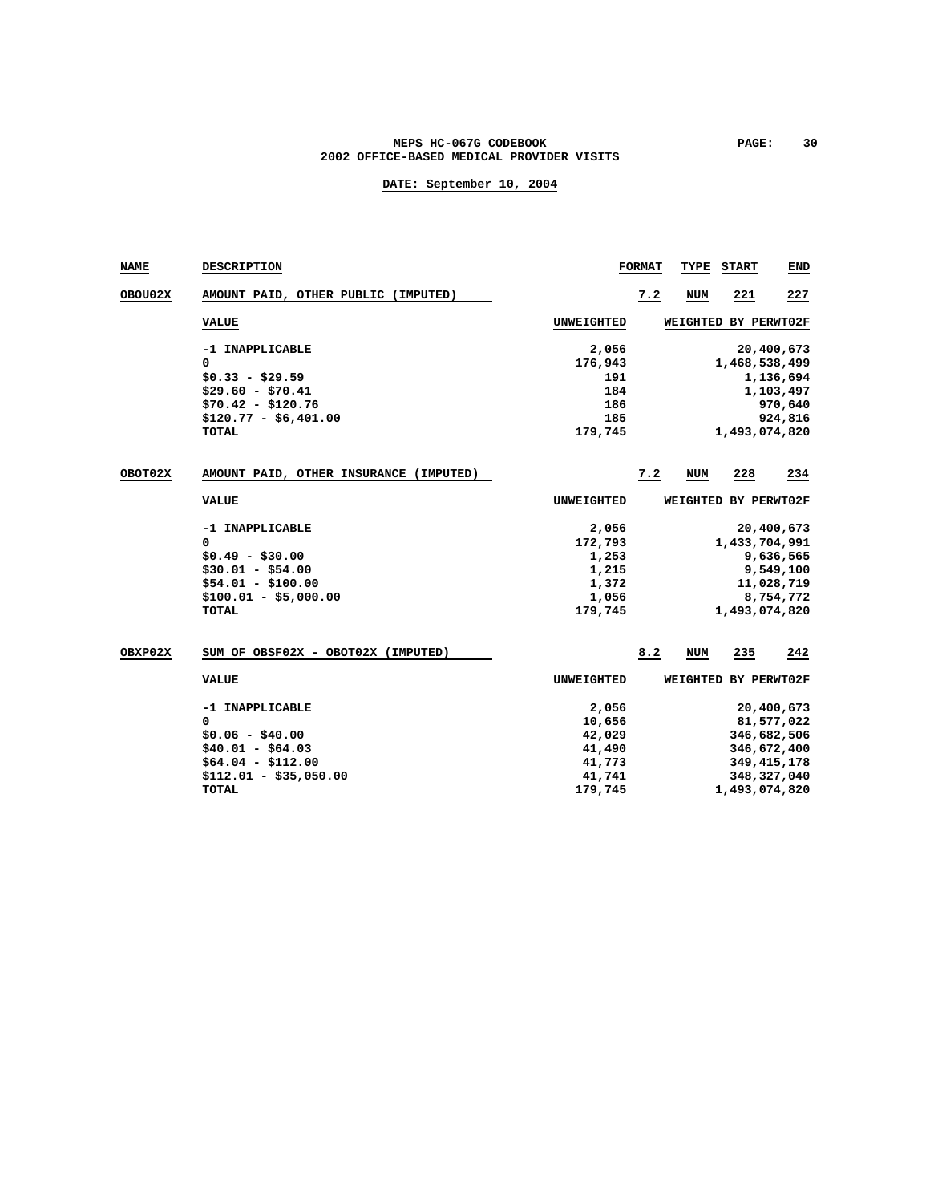MEPS HC-067G CODEBOOK
2002 OFFICE-BASED MEDICAL PROVIDER VISITS

DATE: September 10, 2004

| NAME | DESCRIPTION | FORMAT | TYPE | START | END |
|---|---|---|---|---|---|
| OBOU02X | AMOUNT PAID, OTHER PUBLIC (IMPUTED) | 7.2 | NUM | 221 | 227 |

| VALUE | UNWEIGHTED | WEIGHTED BY PERWT02F |
|---|---|---|
| -1 INAPPLICABLE | 2,056 | 20,400,673 |
| 0 | 176,943 | 1,468,538,499 |
| $0.33 - $29.59 | 191 | 1,136,694 |
| $29.60 - $70.41 | 184 | 1,103,497 |
| $70.42 - $120.76 | 186 | 970,640 |
| $120.77 - $6,401.00 | 185 | 924,816 |
| TOTAL | 179,745 | 1,493,074,820 |

| NAME | DESCRIPTION | FORMAT | TYPE | START | END |
|---|---|---|---|---|---|
| OBOT02X | AMOUNT PAID, OTHER INSURANCE (IMPUTED) | 7.2 | NUM | 228 | 234 |

| VALUE | UNWEIGHTED | WEIGHTED BY PERWT02F |
|---|---|---|
| -1 INAPPLICABLE | 2,056 | 20,400,673 |
| 0 | 172,793 | 1,433,704,991 |
| $0.49 - $30.00 | 1,253 | 9,636,565 |
| $30.01 - $54.00 | 1,215 | 9,549,100 |
| $54.01 - $100.00 | 1,372 | 11,028,719 |
| $100.01 - $5,000.00 | 1,056 | 8,754,772 |
| TOTAL | 179,745 | 1,493,074,820 |

| NAME | DESCRIPTION | FORMAT | TYPE | START | END |
|---|---|---|---|---|---|
| OBXP02X | SUM OF OBSF02X - OBOT02X (IMPUTED) | 8.2 | NUM | 235 | 242 |

| VALUE | UNWEIGHTED | WEIGHTED BY PERWT02F |
|---|---|---|
| -1 INAPPLICABLE | 2,056 | 20,400,673 |
| 0 | 10,656 | 81,577,022 |
| $0.06 - $40.00 | 42,029 | 346,682,506 |
| $40.01 - $64.03 | 41,490 | 346,672,400 |
| $64.04 - $112.00 | 41,773 | 349,415,178 |
| $112.01 - $35,050.00 | 41,741 | 348,327,040 |
| TOTAL | 179,745 | 1,493,074,820 |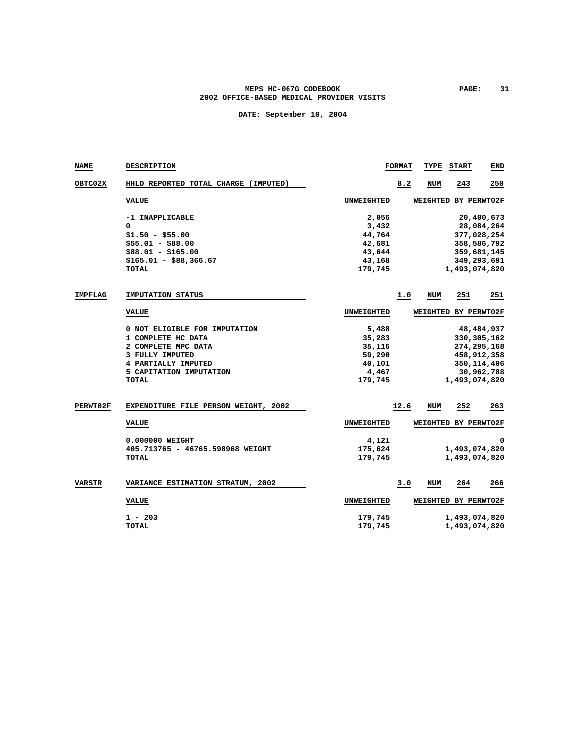| NAME | DESCRIPTION | FORMAT | TYPE | START | END |
|---|---|---|---|---|---|
| OBTC02X | HHLD REPORTED TOTAL CHARGE (IMPUTED) | 8.2 | NUM | 243 | 250 |

| VALUE | UNWEIGHTED | WEIGHTED BY PERWT02F |
|---|---|---|
| -1 INAPPLICABLE | 2,056 | 20,400,673 |
| 0 | 3,432 | 28,084,264 |
| $1.50 - $55.00 | 44,764 | 377,028,254 |
| $55.01 - $88.00 | 42,681 | 358,586,792 |
| $88.01 - $165.00 | 43,644 | 359,681,145 |
| $165.01 - $88,366.67 | 43,168 | 349,293,691 |
| TOTAL | 179,745 | 1,493,074,820 |

| NAME | DESCRIPTION | FORMAT | TYPE | START | END |
|---|---|---|---|---|---|
| IMPFLAG | IMPUTATION STATUS | 1.0 | NUM | 251 | 251 |

| VALUE | UNWEIGHTED | WEIGHTED BY PERWT02F |
|---|---|---|
| 0 NOT ELIGIBLE FOR IMPUTATION | 5,488 | 48,484,937 |
| 1 COMPLETE HC DATA | 35,283 | 330,305,162 |
| 2 COMPLETE MPC DATA | 35,116 | 274,295,168 |
| 3 FULLY IMPUTED | 59,290 | 458,912,358 |
| 4 PARTIALLY IMPUTED | 40,101 | 350,114,406 |
| 5 CAPITATION IMPUTATION | 4,467 | 30,962,788 |
| TOTAL | 179,745 | 1,493,074,820 |

| NAME | DESCRIPTION | FORMAT | TYPE | START | END |
|---|---|---|---|---|---|
| PERWT02F | EXPENDITURE FILE PERSON WEIGHT, 2002 | 12.6 | NUM | 252 | 263 |

| VALUE | UNWEIGHTED | WEIGHTED BY PERWT02F |
|---|---|---|
| 0.000000 WEIGHT | 4,121 | 0 |
| 405.713765 - 46765.598968 WEIGHT | 175,624 | 1,493,074,820 |
| TOTAL | 179,745 | 1,493,074,820 |

| NAME | DESCRIPTION | FORMAT | TYPE | START | END |
|---|---|---|---|---|---|
| VARSTR | VARIANCE ESTIMATION STRATUM, 2002 | 3.0 | NUM | 264 | 266 |

| VALUE | UNWEIGHTED | WEIGHTED BY PERWT02F |
|---|---|---|
| 1 - 203 | 179,745 | 1,493,074,820 |
| TOTAL | 179,745 | 1,493,074,820 |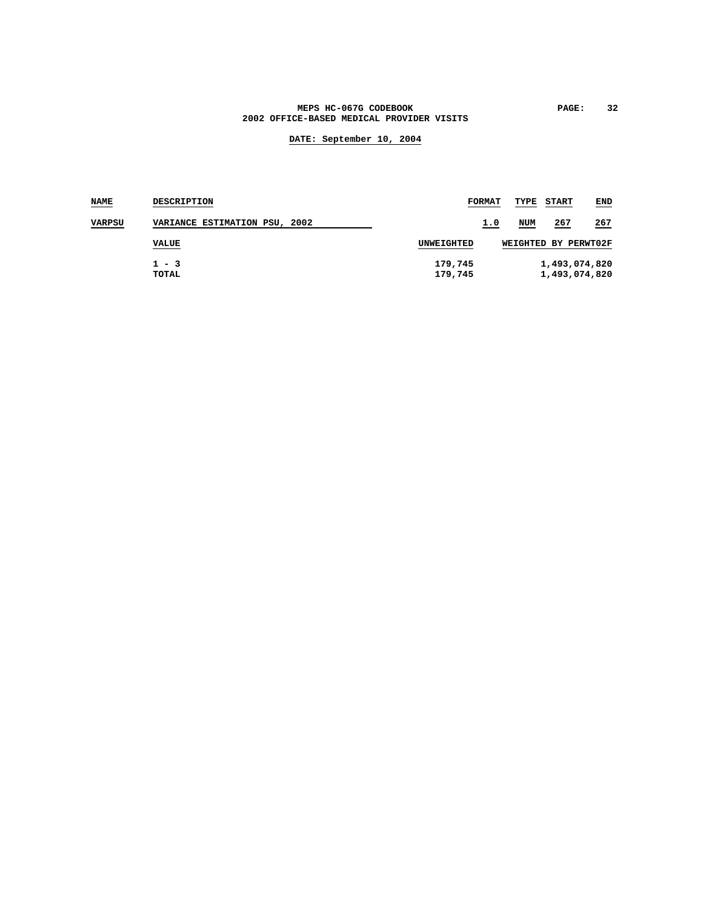| NAME | DESCRIPTION | FORMAT | TYPE | START | END |
|---|---|---|---|---|---|
| VARPSU | VARIANCE ESTIMATION PSU, 2002 | 1.0 | NUM | 267 | 267 |

| VALUE | UNWEIGHTED | WEIGHTED BY PERWT02F |
|---|---|---|
| 1 - 3 | 179,745 | 1,493,074,820 |
| TOTAL | 179,745 | 1,493,074,820 |